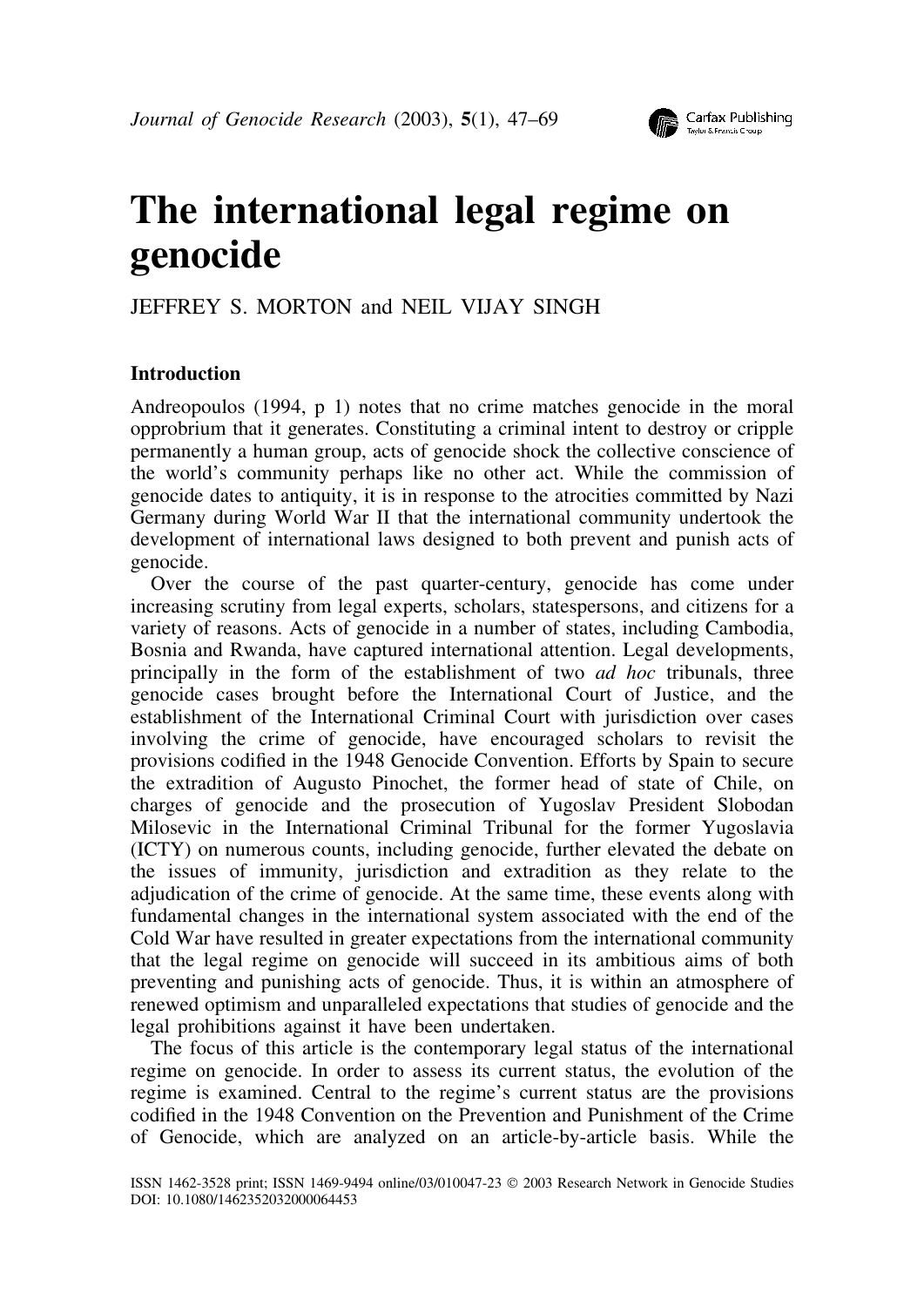# The international legal regime on genocide

JEFFREY S. MORTON and NEIL VIJAY SINGH

## Introduction

Andreopoulos (1994, p 1) notes that no crime matches genocide in the moral opprobrium that it generates. Constituting a criminal intent to destroy or cripple permanently a human group, acts of genocide shock the collective conscience of the world's community perhaps like no other act. While the commission of genocide dates to antiquity, it is in response to the atrocities committed by Nazi Germany during World War II that the international community undertook the development of international laws designed to both prevent and punish acts of genocide.

Over the course of the past quarter-century, genocide has come under increasing scrutiny from legal experts, scholars, statespersons, and citizens for a variety of reasons. Acts of genocide in a number of states, including Cambodia, Bosnia and Rwanda, have captured international attention. Legal developments, principally in the form of the establishment of two *ad hoc* tribunals, three genocide cases brought before the International Court of Justice, and the establishment of the International Criminal Court with jurisdiction over cases involving the crime of genocide, have encouraged scholars to revisit the provisions codified in the 1948 Genocide Convention. Efforts by Spain to secure the extradition of Augusto Pinochet, the former head of state of Chile, on charges of genocide and the prosecution of Yugoslav President Slobodan Milosevic in the International Criminal Tribunal for the former Yugoslavia (ICTY) on numerous counts, including genocide, further elevated the debate on the issues of immunity, jurisdiction and extradition as they relate to the adjudication of the crime of genocide. At the same time, these events along with fundamental changes in the international system associated with the end of the Cold War have resulted in greater expectations from the international community that the legal regime on genocide will succeed in its ambitious aims of both preventing and punishing acts of genocide. Thus, it is within an atmosphere of renewed optimism and unparalleled expectations that studies of genocide and the legal prohibitions against it have been undertaken.

The focus of this article is the contemporary legal status of the international regime on genocide. In order to assess its current status, the evolution of the regime is examined. Central to the regime's current status are the provisions codified in the 1948 Convention on the Prevention and Punishment of the Crime of Genocide, which are analyzed on an article-by-article basis. While the

ISSN 1462-3528 print; ISSN 1469-9494 online/03/010047-23 © 2003 Research Network in Genocide Studies
DOI: 10.1080/1462352032000064453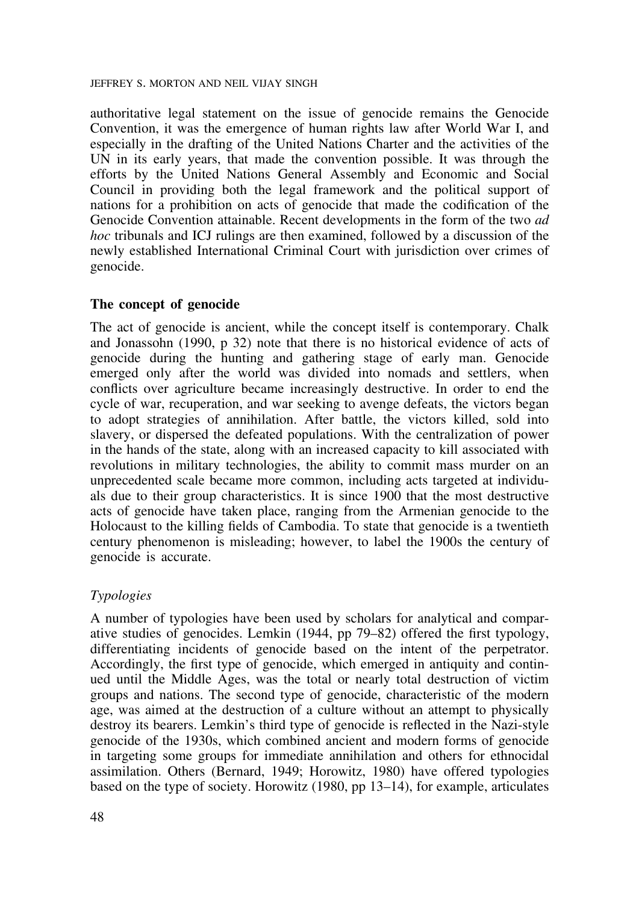authoritative legal statement on the issue of genocide remains the Genocide Convention, it was the emergence of human rights law after World War I, and especially in the drafting of the United Nations Charter and the activities of the UN in its early years, that made the convention possible. It was through the efforts by the United Nations General Assembly and Economic and Social Council in providing both the legal framework and the political support of nations for a prohibition on acts of genocide that made the codification of the Genocide Convention attainable. Recent developments in the form of the two *ad hoc* tribunals and ICJ rulings are then examined, followed by a discussion of the newly established International Criminal Court with jurisdiction over crimes of genocide.

## The concept of genocide

The act of genocide is ancient, while the concept itself is contemporary. Chalk and Jonassohn (1990, p 32) note that there is no historical evidence of acts of genocide during the hunting and gathering stage of early man. Genocide emerged only after the world was divided into nomads and settlers, when conflicts over agriculture became increasingly destructive. In order to end the cycle of war, recuperation, and war seeking to avenge defeats, the victors began to adopt strategies of annihilation. After battle, the victors killed, sold into slavery, or dispersed the defeated populations. With the centralization of power in the hands of the state, along with an increased capacity to kill associated with revolutions in military technologies, the ability to commit mass murder on an unprecedented scale became more common, including acts targeted at individuals due to their group characteristics. It is since 1900 that the most destructive acts of genocide have taken place, ranging from the Armenian genocide to the Holocaust to the killing fields of Cambodia. To state that genocide is a twentieth century phenomenon is misleading; however, to label the 1900s the century of genocide is accurate.

### *Typologies*

A number of typologies have been used by scholars for analytical and comparative studies of genocides. Lemkin (1944, pp 79–82) offered the first typology, differentiating incidents of genocide based on the intent of the perpetrator. Accordingly, the first type of genocide, which emerged in antiquity and continued until the Middle Ages, was the total or nearly total destruction of victim groups and nations. The second type of genocide, characteristic of the modern age, was aimed at the destruction of a culture without an attempt to physically destroy its bearers. Lemkin's third type of genocide is reflected in the Nazi-style genocide of the 1930s, which combined ancient and modern forms of genocide in targeting some groups for immediate annihilation and others for ethnocidal assimilation. Others (Bernard, 1949; Horowitz, 1980) have offered typologies based on the type of society. Horowitz (1980, pp 13–14), for example, articulates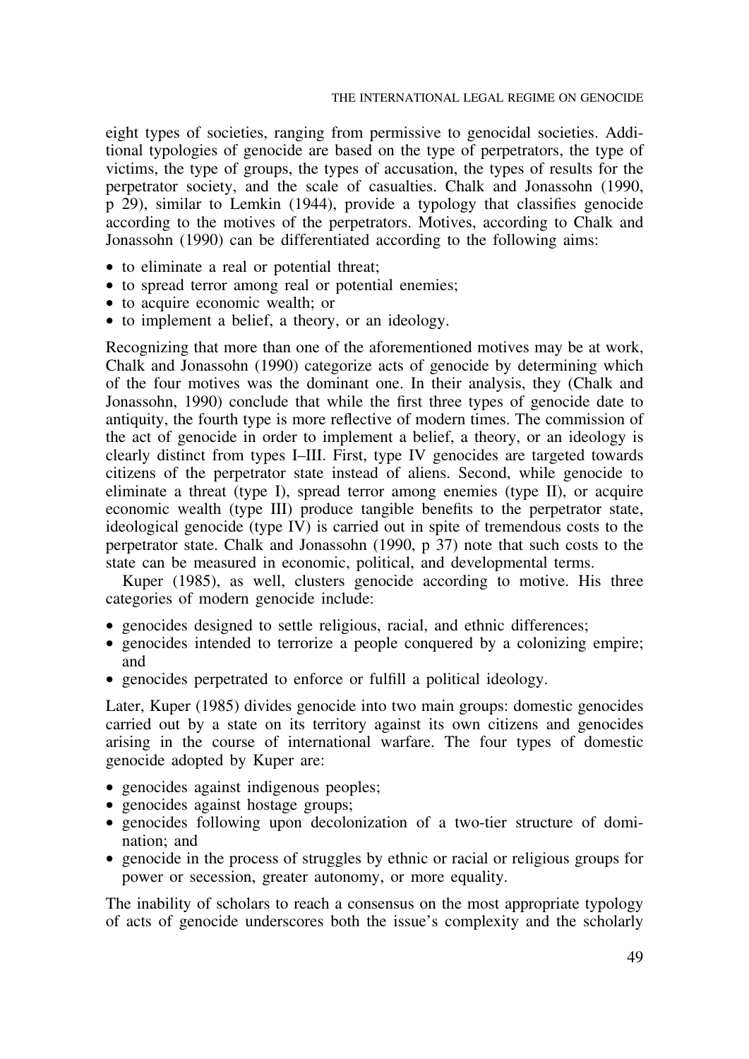eight types of societies, ranging from permissive to genocidal societies. Additional typologies of genocide are based on the type of perpetrators, the type of victims, the type of groups, the types of accusation, the types of results for the perpetrator society, and the scale of casualties. Chalk and Jonassohn (1990, p 29), similar to Lemkin (1944), provide a typology that classifies genocide according to the motives of the perpetrators. Motives, according to Chalk and Jonassohn (1990) can be differentiated according to the following aims:

- to eliminate a real or potential threat;
- to spread terror among real or potential enemies;
- to acquire economic wealth; or
- to implement a belief, a theory, or an ideology.

Recognizing that more than one of the aforementioned motives may be at work, Chalk and Jonassohn (1990) categorize acts of genocide by determining which of the four motives was the dominant one. In their analysis, they (Chalk and Jonassohn, 1990) conclude that while the first three types of genocide date to antiquity, the fourth type is more reflective of modern times. The commission of the act of genocide in order to implement a belief, a theory, or an ideology is clearly distinct from types I–III. First, type IV genocides are targeted towards citizens of the perpetrator state instead of aliens. Second, while genocide to eliminate a threat (type I), spread terror among enemies (type II), or acquire economic wealth (type III) produce tangible benefits to the perpetrator state, ideological genocide (type IV) is carried out in spite of tremendous costs to the perpetrator state. Chalk and Jonassohn (1990, p 37) note that such costs to the state can be measured in economic, political, and developmental terms.

Kuper (1985), as well, clusters genocide according to motive. His three categories of modern genocide include:

- genocides designed to settle religious, racial, and ethnic differences;
- genocides intended to terrorize a people conquered by a colonizing empire; and
- genocides perpetrated to enforce or fulfill a political ideology.

Later, Kuper (1985) divides genocide into two main groups: domestic genocides carried out by a state on its territory against its own citizens and genocides arising in the course of international warfare. The four types of domestic genocide adopted by Kuper are:

- genocides against indigenous peoples;
- genocides against hostage groups;
- genocides following upon decolonization of a two-tier structure of domination; and
- genocide in the process of struggles by ethnic or racial or religious groups for power or secession, greater autonomy, or more equality.

The inability of scholars to reach a consensus on the most appropriate typology of acts of genocide underscores both the issue's complexity and the scholarly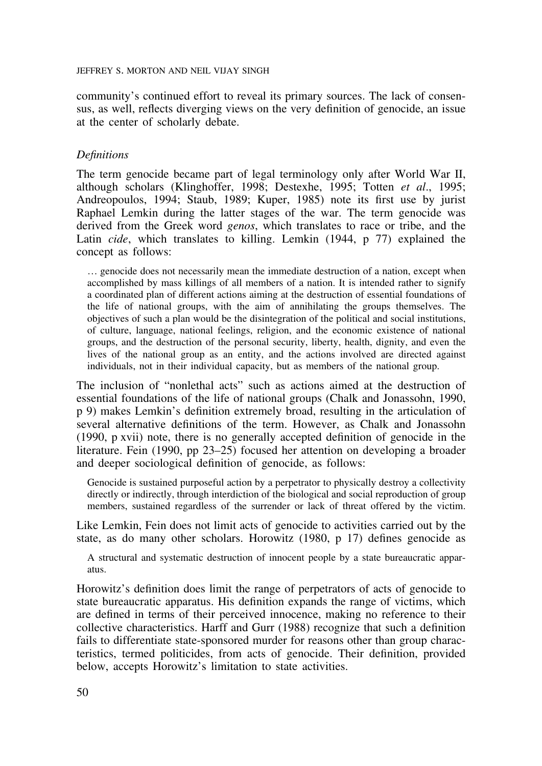community's continued effort to reveal its primary sources. The lack of consensus, as well, reflects diverging views on the very definition of genocide, an issue at the center of scholarly debate.

### *Definitions*

The term genocide became part of legal terminology only after World War II, although scholars (Klinghoffer, 1998; Destexhe, 1995; Totten *et al*., 1995; Andreopoulos, 1994; Staub, 1989; Kuper, 1985) note its first use by jurist Raphael Lemkin during the latter stages of the war. The term genocide was derived from the Greek word *genos*, which translates to race or tribe, and the Latin *cide*, which translates to killing. Lemkin (1944, p 77) explained the concept as follows:

> … genocide does not necessarily mean the immediate destruction of a nation, except when accomplished by mass killings of all members of a nation. It is intended rather to signify a coordinated plan of different actions aiming at the destruction of essential foundations of the life of national groups, with the aim of annihilating the groups themselves. The objectives of such a plan would be the disintegration of the political and social institutions, of culture, language, national feelings, religion, and the economic existence of national groups, and the destruction of the personal security, liberty, health, dignity, and even the lives of the national group as an entity, and the actions involved are directed against individuals, not in their individual capacity, but as members of the national group.

The inclusion of "nonlethal acts" such as actions aimed at the destruction of essential foundations of the life of national groups (Chalk and Jonassohn, 1990, p 9) makes Lemkin's definition extremely broad, resulting in the articulation of several alternative definitions of the term. However, as Chalk and Jonassohn (1990, p xvii) note, there is no generally accepted definition of genocide in the literature. Fein (1990, pp 23–25) focused her attention on developing a broader and deeper sociological definition of genocide, as follows:

> Genocide is sustained purposeful action by a perpetrator to physically destroy a collectivity directly or indirectly, through interdiction of the biological and social reproduction of group members, sustained regardless of the surrender or lack of threat offered by the victim.

Like Lemkin, Fein does not limit acts of genocide to activities carried out by the state, as do many other scholars. Horowitz (1980, p 17) defines genocide as

> A structural and systematic destruction of innocent people by a state bureaucratic apparatus.

Horowitz's definition does limit the range of perpetrators of acts of genocide to state bureaucratic apparatus. His definition expands the range of victims, which are defined in terms of their perceived innocence, making no reference to their collective characteristics. Harff and Gurr (1988) recognize that such a definition fails to differentiate state-sponsored murder for reasons other than group characteristics, termed politicides, from acts of genocide. Their definition, provided below, accepts Horowitz's limitation to state activities.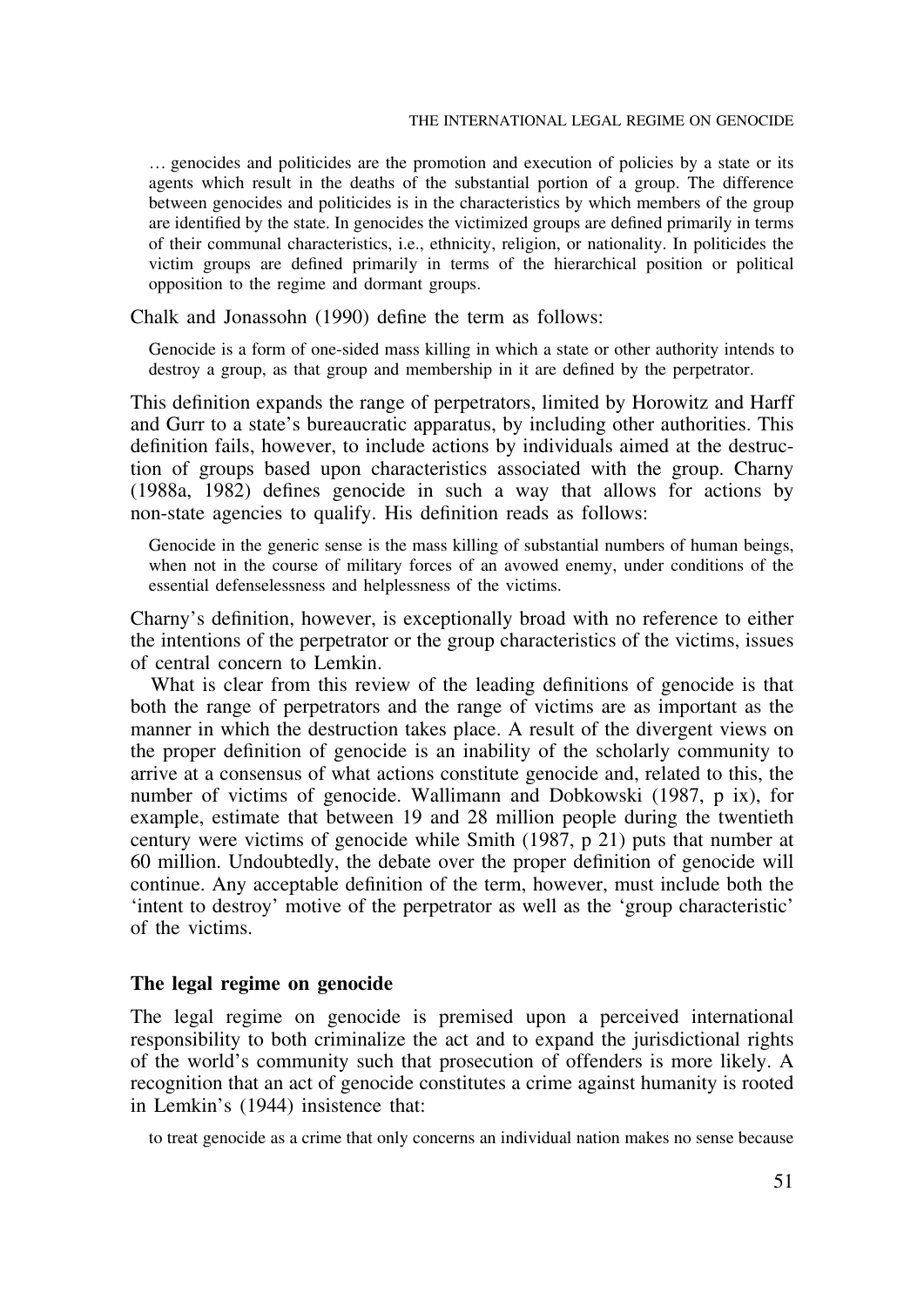> … genocides and politicides are the promotion and execution of policies by a state or its agents which result in the deaths of the substantial portion of a group. The difference between genocides and politicides is in the characteristics by which members of the group are identified by the state. In genocides the victimized groups are defined primarily in terms of their communal characteristics, i.e., ethnicity, religion, or nationality. In politicides the victim groups are defined primarily in terms of the hierarchical position or political opposition to the regime and dormant groups.

Chalk and Jonassohn (1990) define the term as follows:

> Genocide is a form of one-sided mass killing in which a state or other authority intends to destroy a group, as that group and membership in it are defined by the perpetrator.

This definition expands the range of perpetrators, limited by Horowitz and Harff and Gurr to a state's bureaucratic apparatus, by including other authorities. This definition fails, however, to include actions by individuals aimed at the destruction of groups based upon characteristics associated with the group. Charny (1988a, 1982) defines genocide in such a way that allows for actions by non-state agencies to qualify. His definition reads as follows:

> Genocide in the generic sense is the mass killing of substantial numbers of human beings, when not in the course of military forces of an avowed enemy, under conditions of the essential defenselessness and helplessness of the victims.

Charny's definition, however, is exceptionally broad with no reference to either the intentions of the perpetrator or the group characteristics of the victims, issues of central concern to Lemkin.

What is clear from this review of the leading definitions of genocide is that both the range of perpetrators and the range of victims are as important as the manner in which the destruction takes place. A result of the divergent views on the proper definition of genocide is an inability of the scholarly community to arrive at a consensus of what actions constitute genocide and, related to this, the number of victims of genocide. Wallimann and Dobkowski (1987, p ix), for example, estimate that between 19 and 28 million people during the twentieth century were victims of genocide while Smith (1987, p 21) puts that number at 60 million. Undoubtedly, the debate over the proper definition of genocide will continue. Any acceptable definition of the term, however, must include both the 'intent to destroy' motive of the perpetrator as well as the 'group characteristic' of the victims.

## The legal regime on genocide

The legal regime on genocide is premised upon a perceived international responsibility to both criminalize the act and to expand the jurisdictional rights of the world's community such that prosecution of offenders is more likely. A recognition that an act of genocide constitutes a crime against humanity is rooted in Lemkin's (1944) insistence that:

> to treat genocide as a crime that only concerns an individual nation makes no sense because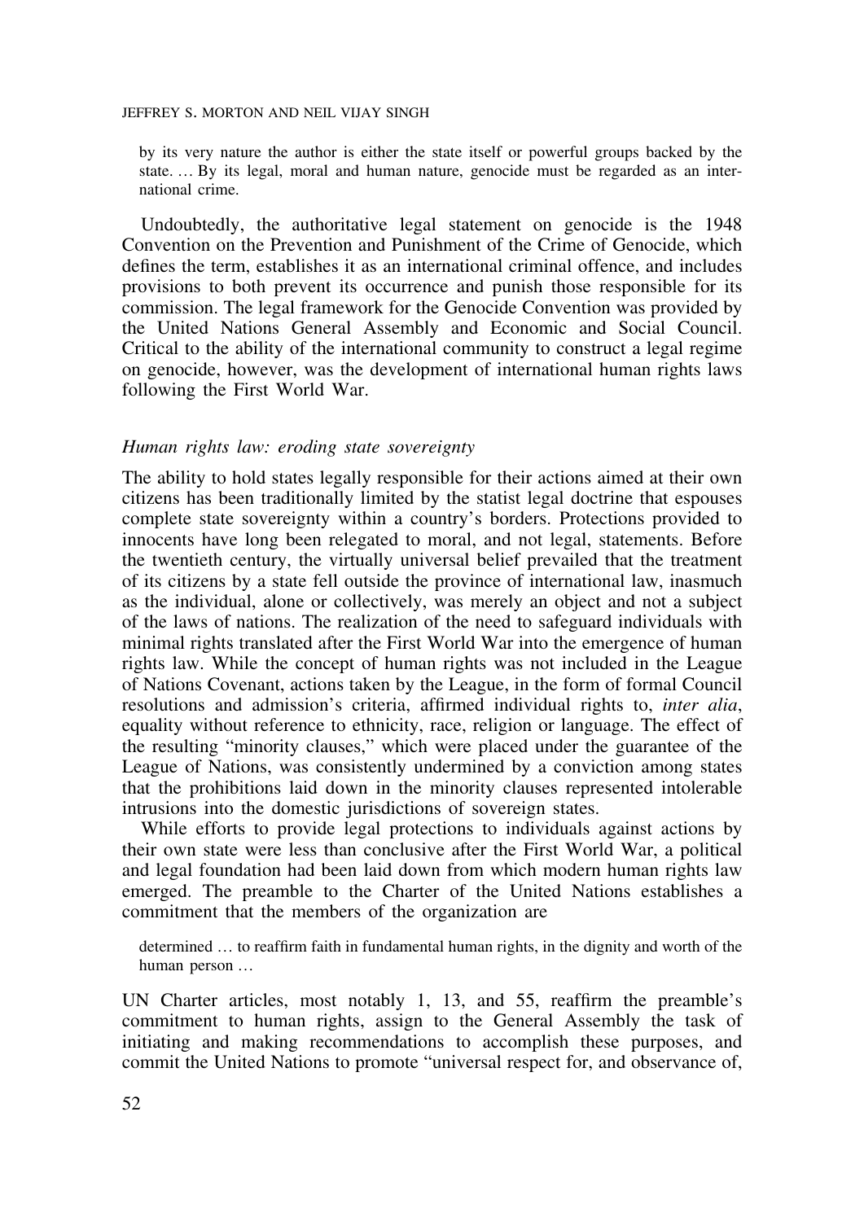> by its very nature the author is either the state itself or powerful groups backed by the state. … By its legal, moral and human nature, genocide must be regarded as an international crime.

Undoubtedly, the authoritative legal statement on genocide is the 1948 Convention on the Prevention and Punishment of the Crime of Genocide, which defines the term, establishes it as an international criminal offence, and includes provisions to both prevent its occurrence and punish those responsible for its commission. The legal framework for the Genocide Convention was provided by the United Nations General Assembly and Economic and Social Council. Critical to the ability of the international community to construct a legal regime on genocide, however, was the development of international human rights laws following the First World War.

### *Human rights law: eroding state sovereignty*

The ability to hold states legally responsible for their actions aimed at their own citizens has been traditionally limited by the statist legal doctrine that espouses complete state sovereignty within a country's borders. Protections provided to innocents have long been relegated to moral, and not legal, statements. Before the twentieth century, the virtually universal belief prevailed that the treatment of its citizens by a state fell outside the province of international law, inasmuch as the individual, alone or collectively, was merely an object and not a subject of the laws of nations. The realization of the need to safeguard individuals with minimal rights translated after the First World War into the emergence of human rights law. While the concept of human rights was not included in the League of Nations Covenant, actions taken by the League, in the form of formal Council resolutions and admission's criteria, affirmed individual rights to, *inter alia*, equality without reference to ethnicity, race, religion or language. The effect of the resulting "minority clauses," which were placed under the guarantee of the League of Nations, was consistently undermined by a conviction among states that the prohibitions laid down in the minority clauses represented intolerable intrusions into the domestic jurisdictions of sovereign states.

While efforts to provide legal protections to individuals against actions by their own state were less than conclusive after the First World War, a political and legal foundation had been laid down from which modern human rights law emerged. The preamble to the Charter of the United Nations establishes a commitment that the members of the organization are

> determined … to reaffirm faith in fundamental human rights, in the dignity and worth of the human person …

UN Charter articles, most notably 1, 13, and 55, reaffirm the preamble's commitment to human rights, assign to the General Assembly the task of initiating and making recommendations to accomplish these purposes, and commit the United Nations to promote "universal respect for, and observance of,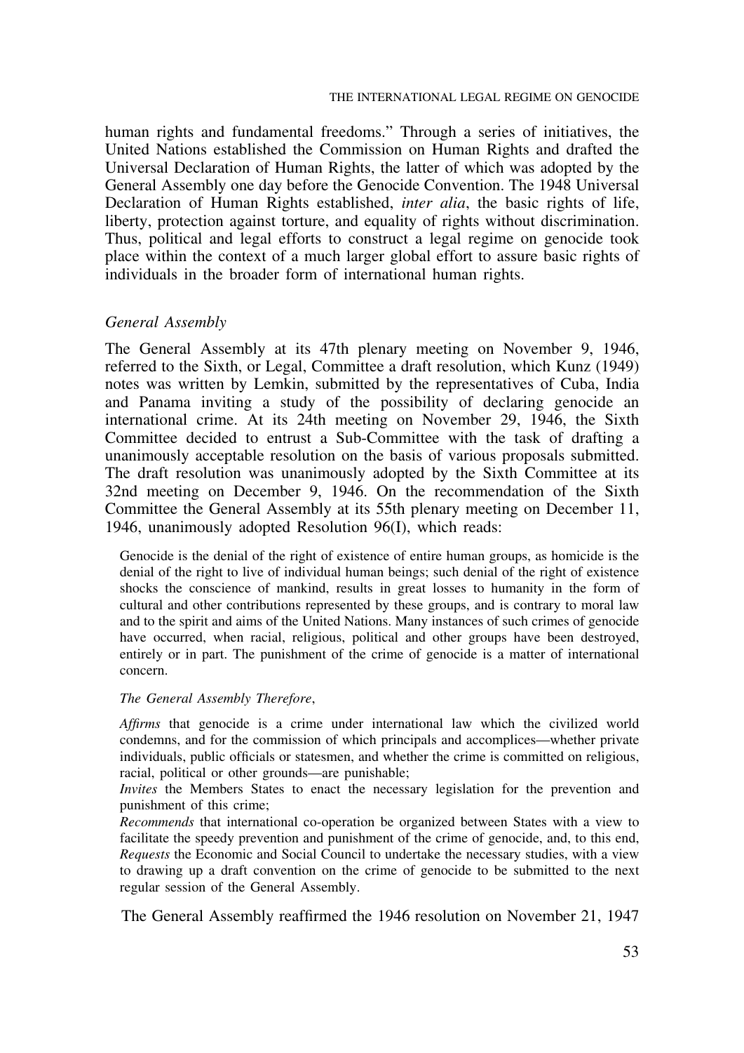human rights and fundamental freedoms." Through a series of initiatives, the United Nations established the Commission on Human Rights and drafted the Universal Declaration of Human Rights, the latter of which was adopted by the General Assembly one day before the Genocide Convention. The 1948 Universal Declaration of Human Rights established, *inter alia*, the basic rights of life, liberty, protection against torture, and equality of rights without discrimination. Thus, political and legal efforts to construct a legal regime on genocide took place within the context of a much larger global effort to assure basic rights of individuals in the broader form of international human rights.

### *General Assembly*

The General Assembly at its 47th plenary meeting on November 9, 1946, referred to the Sixth, or Legal, Committee a draft resolution, which Kunz (1949) notes was written by Lemkin, submitted by the representatives of Cuba, India and Panama inviting a study of the possibility of declaring genocide an international crime. At its 24th meeting on November 29, 1946, the Sixth Committee decided to entrust a Sub-Committee with the task of drafting a unanimously acceptable resolution on the basis of various proposals submitted. The draft resolution was unanimously adopted by the Sixth Committee at its 32nd meeting on December 9, 1946. On the recommendation of the Sixth Committee the General Assembly at its 55th plenary meeting on December 11, 1946, unanimously adopted Resolution 96(I), which reads:

> Genocide is the denial of the right of existence of entire human groups, as homicide is the denial of the right to live of individual human beings; such denial of the right of existence shocks the conscience of mankind, results in great losses to humanity in the form of cultural and other contributions represented by these groups, and is contrary to moral law and to the spirit and aims of the United Nations. Many instances of such crimes of genocide have occurred, when racial, religious, political and other groups have been destroyed, entirely or in part. The punishment of the crime of genocide is a matter of international concern.
>
> *The General Assembly Therefore*,
>
> *Affirms* that genocide is a crime under international law which the civilized world condemns, and for the commission of which principals and accomplices—whether private individuals, public officials or statesmen, and whether the crime is committed on religious, racial, political or other grounds—are punishable;
>
> *Invites* the Members States to enact the necessary legislation for the prevention and punishment of this crime;
>
> *Recommends* that international co-operation be organized between States with a view to facilitate the speedy prevention and punishment of the crime of genocide, and, to this end,
> *Requests* the Economic and Social Council to undertake the necessary studies, with a view to drawing up a draft convention on the crime of genocide to be submitted to the next regular session of the General Assembly.

The General Assembly reaffirmed the 1946 resolution on November 21, 1947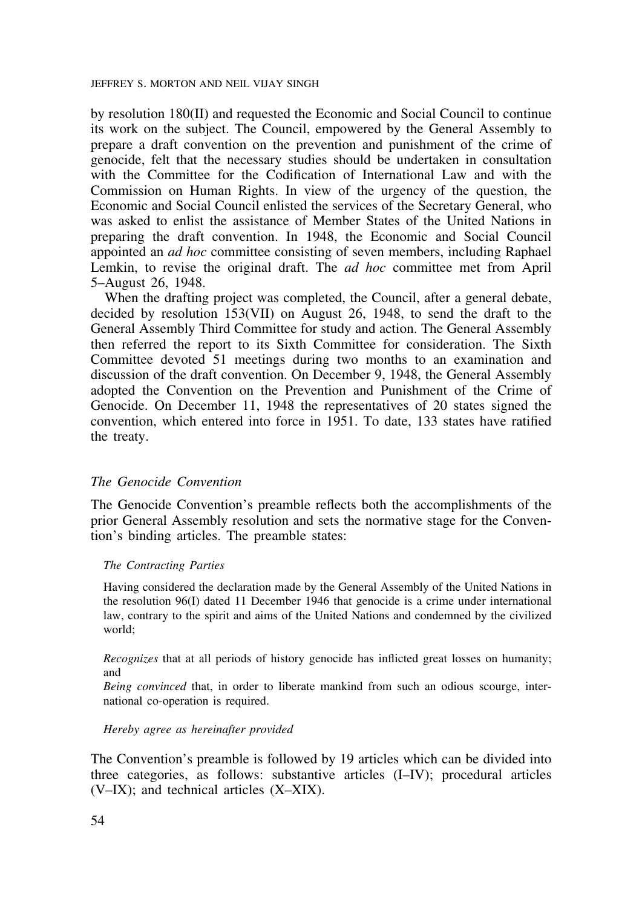by resolution 180(II) and requested the Economic and Social Council to continue its work on the subject. The Council, empowered by the General Assembly to prepare a draft convention on the prevention and punishment of the crime of genocide, felt that the necessary studies should be undertaken in consultation with the Committee for the Codification of International Law and with the Commission on Human Rights. In view of the urgency of the question, the Economic and Social Council enlisted the services of the Secretary General, who was asked to enlist the assistance of Member States of the United Nations in preparing the draft convention. In 1948, the Economic and Social Council appointed an *ad hoc* committee consisting of seven members, including Raphael Lemkin, to revise the original draft. The *ad hoc* committee met from April 5–August 26, 1948.

When the drafting project was completed, the Council, after a general debate, decided by resolution 153(VII) on August 26, 1948, to send the draft to the General Assembly Third Committee for study and action. The General Assembly then referred the report to its Sixth Committee for consideration. The Sixth Committee devoted 51 meetings during two months to an examination and discussion of the draft convention. On December 9, 1948, the General Assembly adopted the Convention on the Prevention and Punishment of the Crime of Genocide. On December 11, 1948 the representatives of 20 states signed the convention, which entered into force in 1951. To date, 133 states have ratified the treaty.

### *The Genocide Convention*

The Genocide Convention's preamble reflects both the accomplishments of the prior General Assembly resolution and sets the normative stage for the Convention's binding articles. The preamble states:

> *The Contracting Parties*
>
> Having considered the declaration made by the General Assembly of the United Nations in the resolution 96(I) dated 11 December 1946 that genocide is a crime under international law, contrary to the spirit and aims of the United Nations and condemned by the civilized world;
>
> *Recognizes* that at all periods of history genocide has inflicted great losses on humanity; and
> *Being convinced* that, in order to liberate mankind from such an odious scourge, international co-operation is required.
>
> *Hereby agree as hereinafter provided*

The Convention's preamble is followed by 19 articles which can be divided into three categories, as follows: substantive articles (I–IV); procedural articles (V–IX); and technical articles (X–XIX).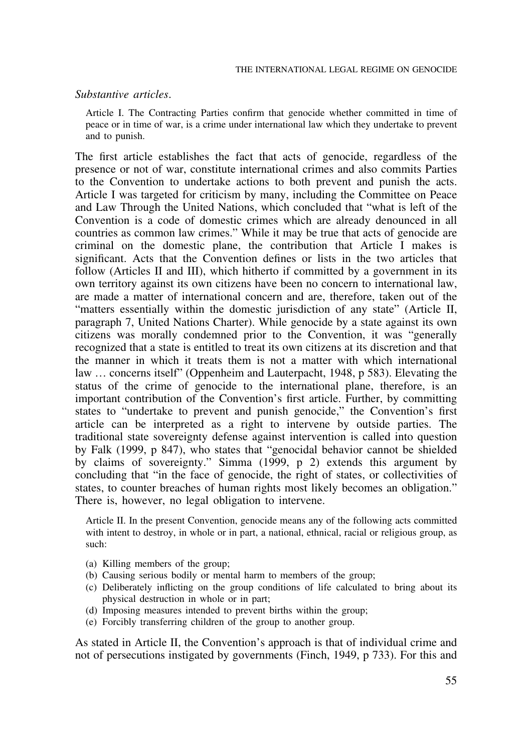*Substantive articles*.

> Article I. The Contracting Parties confirm that genocide whether committed in time of peace or in time of war, is a crime under international law which they undertake to prevent and to punish.

The first article establishes the fact that acts of genocide, regardless of the presence or not of war, constitute international crimes and also commits Parties to the Convention to undertake actions to both prevent and punish the acts. Article I was targeted for criticism by many, including the Committee on Peace and Law Through the United Nations, which concluded that "what is left of the Convention is a code of domestic crimes which are already denounced in all countries as common law crimes." While it may be true that acts of genocide are criminal on the domestic plane, the contribution that Article I makes is significant. Acts that the Convention defines or lists in the two articles that follow (Articles II and III), which hitherto if committed by a government in its own territory against its own citizens have been no concern to international law, are made a matter of international concern and are, therefore, taken out of the "matters essentially within the domestic jurisdiction of any state" (Article II, paragraph 7, United Nations Charter). While genocide by a state against its own citizens was morally condemned prior to the Convention, it was "generally recognized that a state is entitled to treat its own citizens at its discretion and that the manner in which it treats them is not a matter with which international law … concerns itself" (Oppenheim and Lauterpacht, 1948, p 583). Elevating the status of the crime of genocide to the international plane, therefore, is an important contribution of the Convention's first article. Further, by committing states to "undertake to prevent and punish genocide," the Convention's first article can be interpreted as a right to intervene by outside parties. The traditional state sovereignty defense against intervention is called into question by Falk (1999, p 847), who states that "genocidal behavior cannot be shielded by claims of sovereignty." Simma (1999, p 2) extends this argument by concluding that "in the face of genocide, the right of states, or collectivities of states, to counter breaches of human rights most likely becomes an obligation." There is, however, no legal obligation to intervene.

> Article II. In the present Convention, genocide means any of the following acts committed with intent to destroy, in whole or in part, a national, ethnical, racial or religious group, as such:
>
> (a) Killing members of the group;
> (b) Causing serious bodily or mental harm to members of the group;
> (c) Deliberately inflicting on the group conditions of life calculated to bring about its physical destruction in whole or in part;
> (d) Imposing measures intended to prevent births within the group;
> (e) Forcibly transferring children of the group to another group.

As stated in Article II, the Convention's approach is that of individual crime and not of persecutions instigated by governments (Finch, 1949, p 733). For this and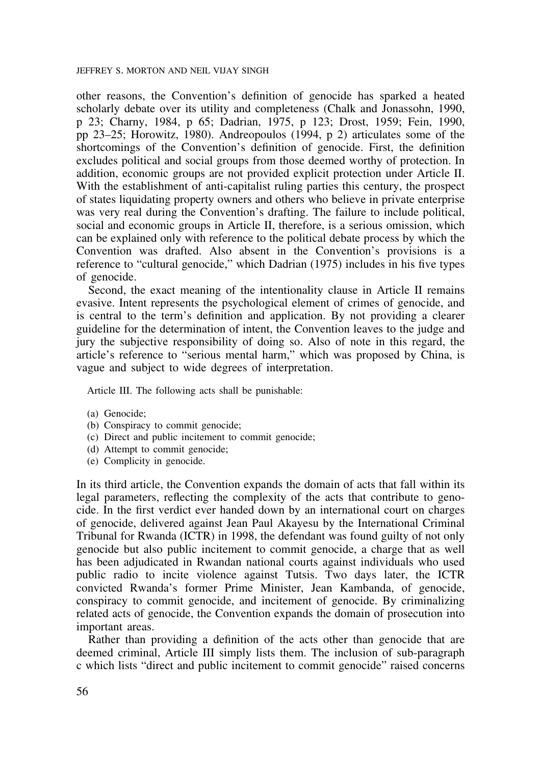other reasons, the Convention's definition of genocide has sparked a heated scholarly debate over its utility and completeness (Chalk and Jonassohn, 1990, p 23; Charny, 1984, p 65; Dadrian, 1975, p 123; Drost, 1959; Fein, 1990, pp 23–25; Horowitz, 1980). Andreopoulos (1994, p 2) articulates some of the shortcomings of the Convention's definition of genocide. First, the definition excludes political and social groups from those deemed worthy of protection. In addition, economic groups are not provided explicit protection under Article II. With the establishment of anti-capitalist ruling parties this century, the prospect of states liquidating property owners and others who believe in private enterprise was very real during the Convention's drafting. The failure to include political, social and economic groups in Article II, therefore, is a serious omission, which can be explained only with reference to the political debate process by which the Convention was drafted. Also absent in the Convention's provisions is a reference to "cultural genocide," which Dadrian (1975) includes in his five types of genocide.

Second, the exact meaning of the intentionality clause in Article II remains evasive. Intent represents the psychological element of crimes of genocide, and is central to the term's definition and application. By not providing a clearer guideline for the determination of intent, the Convention leaves to the judge and jury the subjective responsibility of doing so. Also of note in this regard, the article's reference to "serious mental harm," which was proposed by China, is vague and subject to wide degrees of interpretation.

> Article III. The following acts shall be punishable:
>
> (a) Genocide;
> (b) Conspiracy to commit genocide;
> (c) Direct and public incitement to commit genocide;
> (d) Attempt to commit genocide;
> (e) Complicity in genocide.

In its third article, the Convention expands the domain of acts that fall within its legal parameters, reflecting the complexity of the acts that contribute to genocide. In the first verdict ever handed down by an international court on charges of genocide, delivered against Jean Paul Akayesu by the International Criminal Tribunal for Rwanda (ICTR) in 1998, the defendant was found guilty of not only genocide but also public incitement to commit genocide, a charge that as well has been adjudicated in Rwandan national courts against individuals who used public radio to incite violence against Tutsis. Two days later, the ICTR convicted Rwanda's former Prime Minister, Jean Kambanda, of genocide, conspiracy to commit genocide, and incitement of genocide. By criminalizing related acts of genocide, the Convention expands the domain of prosecution into important areas.

Rather than providing a definition of the acts other than genocide that are deemed criminal, Article III simply lists them. The inclusion of sub-paragraph c which lists "direct and public incitement to commit genocide" raised concerns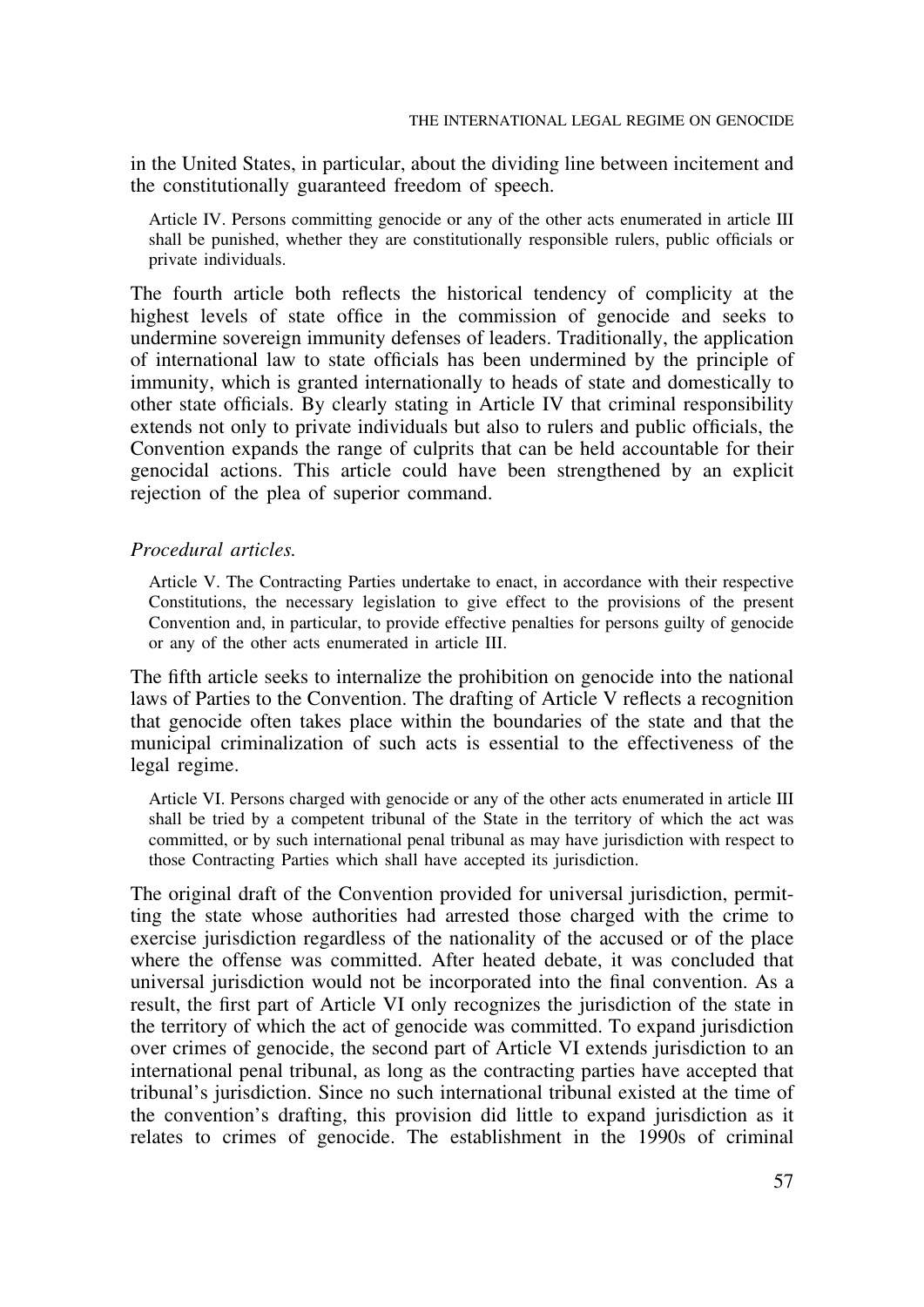in the United States, in particular, about the dividing line between incitement and the constitutionally guaranteed freedom of speech.

> Article IV. Persons committing genocide or any of the other acts enumerated in article III shall be punished, whether they are constitutionally responsible rulers, public officials or private individuals.

The fourth article both reflects the historical tendency of complicity at the highest levels of state office in the commission of genocide and seeks to undermine sovereign immunity defenses of leaders. Traditionally, the application of international law to state officials has been undermined by the principle of immunity, which is granted internationally to heads of state and domestically to other state officials. By clearly stating in Article IV that criminal responsibility extends not only to private individuals but also to rulers and public officials, the Convention expands the range of culprits that can be held accountable for their genocidal actions. This article could have been strengthened by an explicit rejection of the plea of superior command.

*Procedural articles.*

> Article V. The Contracting Parties undertake to enact, in accordance with their respective Constitutions, the necessary legislation to give effect to the provisions of the present Convention and, in particular, to provide effective penalties for persons guilty of genocide or any of the other acts enumerated in article III.

The fifth article seeks to internalize the prohibition on genocide into the national laws of Parties to the Convention. The drafting of Article V reflects a recognition that genocide often takes place within the boundaries of the state and that the municipal criminalization of such acts is essential to the effectiveness of the legal regime.

> Article VI. Persons charged with genocide or any of the other acts enumerated in article III shall be tried by a competent tribunal of the State in the territory of which the act was committed, or by such international penal tribunal as may have jurisdiction with respect to those Contracting Parties which shall have accepted its jurisdiction.

The original draft of the Convention provided for universal jurisdiction, permitting the state whose authorities had arrested those charged with the crime to exercise jurisdiction regardless of the nationality of the accused or of the place where the offense was committed. After heated debate, it was concluded that universal jurisdiction would not be incorporated into the final convention. As a result, the first part of Article VI only recognizes the jurisdiction of the state in the territory of which the act of genocide was committed. To expand jurisdiction over crimes of genocide, the second part of Article VI extends jurisdiction to an international penal tribunal, as long as the contracting parties have accepted that tribunal's jurisdiction. Since no such international tribunal existed at the time of the convention's drafting, this provision did little to expand jurisdiction as it relates to crimes of genocide. The establishment in the 1990s of criminal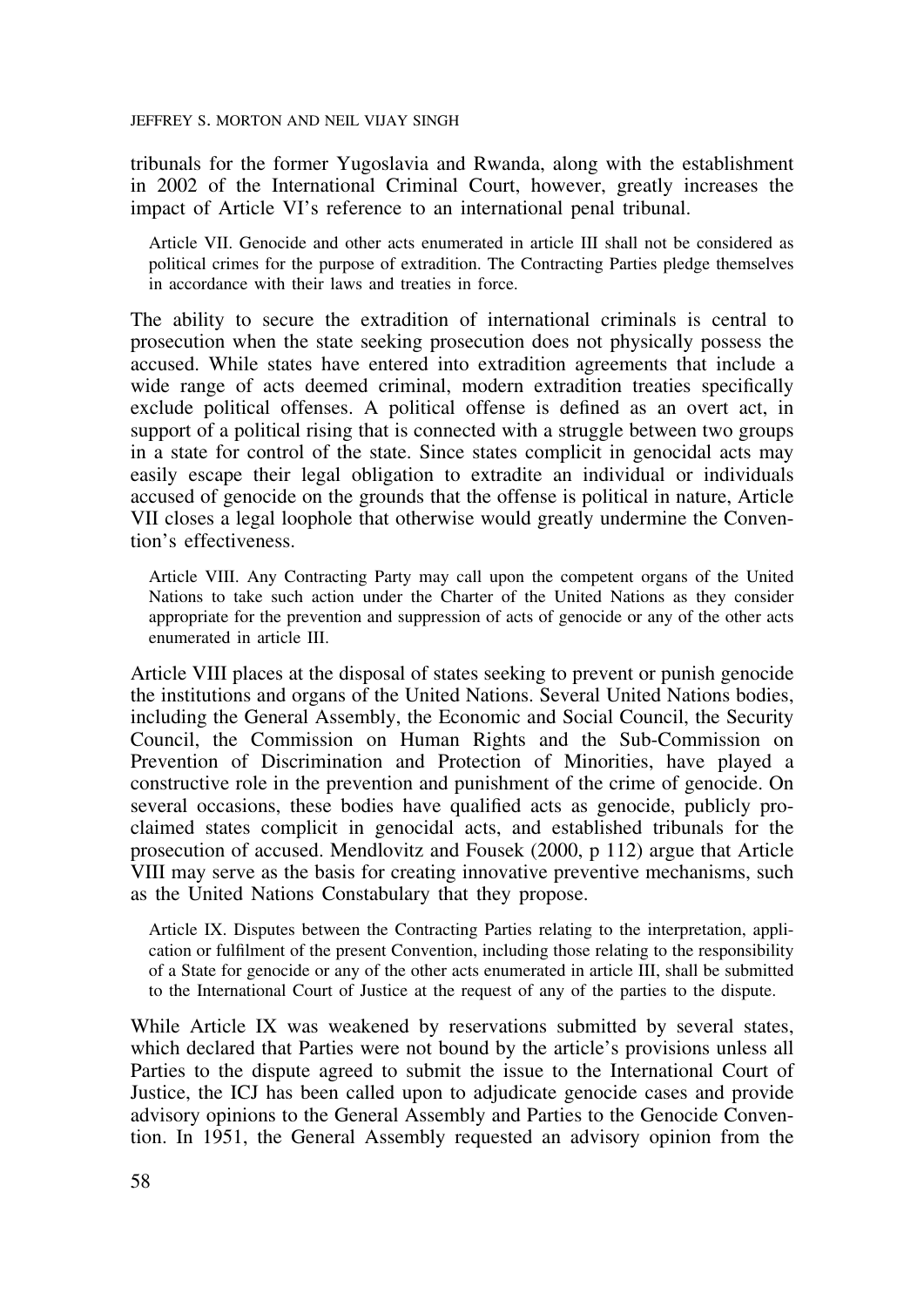tribunals for the former Yugoslavia and Rwanda, along with the establishment in 2002 of the International Criminal Court, however, greatly increases the impact of Article VI's reference to an international penal tribunal.

> Article VII. Genocide and other acts enumerated in article III shall not be considered as political crimes for the purpose of extradition. The Contracting Parties pledge themselves in accordance with their laws and treaties in force.

The ability to secure the extradition of international criminals is central to prosecution when the state seeking prosecution does not physically possess the accused. While states have entered into extradition agreements that include a wide range of acts deemed criminal, modern extradition treaties specifically exclude political offenses. A political offense is defined as an overt act, in support of a political rising that is connected with a struggle between two groups in a state for control of the state. Since states complicit in genocidal acts may easily escape their legal obligation to extradite an individual or individuals accused of genocide on the grounds that the offense is political in nature, Article VII closes a legal loophole that otherwise would greatly undermine the Convention's effectiveness.

> Article VIII. Any Contracting Party may call upon the competent organs of the United Nations to take such action under the Charter of the United Nations as they consider appropriate for the prevention and suppression of acts of genocide or any of the other acts enumerated in article III.

Article VIII places at the disposal of states seeking to prevent or punish genocide the institutions and organs of the United Nations. Several United Nations bodies, including the General Assembly, the Economic and Social Council, the Security Council, the Commission on Human Rights and the Sub-Commission on Prevention of Discrimination and Protection of Minorities, have played a constructive role in the prevention and punishment of the crime of genocide. On several occasions, these bodies have qualified acts as genocide, publicly proclaimed states complicit in genocidal acts, and established tribunals for the prosecution of accused. Mendlovitz and Fousek (2000, p 112) argue that Article VIII may serve as the basis for creating innovative preventive mechanisms, such as the United Nations Constabulary that they propose.

> Article IX. Disputes between the Contracting Parties relating to the interpretation, application or fulfilment of the present Convention, including those relating to the responsibility of a State for genocide or any of the other acts enumerated in article III, shall be submitted to the International Court of Justice at the request of any of the parties to the dispute.

While Article IX was weakened by reservations submitted by several states, which declared that Parties were not bound by the article's provisions unless all Parties to the dispute agreed to submit the issue to the International Court of Justice, the ICJ has been called upon to adjudicate genocide cases and provide advisory opinions to the General Assembly and Parties to the Genocide Convention. In 1951, the General Assembly requested an advisory opinion from the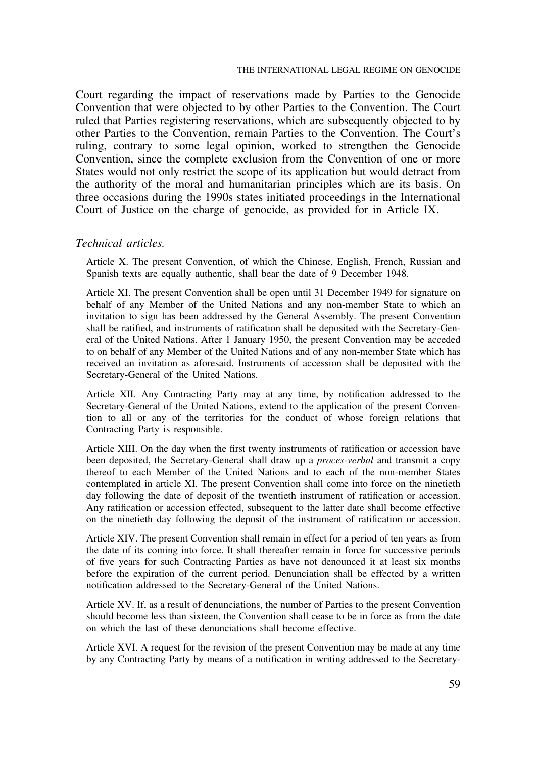Court regarding the impact of reservations made by Parties to the Genocide Convention that were objected to by other Parties to the Convention. The Court ruled that Parties registering reservations, which are subsequently objected to by other Parties to the Convention, remain Parties to the Convention. The Court's ruling, contrary to some legal opinion, worked to strengthen the Genocide Convention, since the complete exclusion from the Convention of one or more States would not only restrict the scope of its application but would detract from the authority of the moral and humanitarian principles which are its basis. On three occasions during the 1990s states initiated proceedings in the International Court of Justice on the charge of genocide, as provided for in Article IX.

*Technical articles.*

Article X. The present Convention, of which the Chinese, English, French, Russian and Spanish texts are equally authentic, shall bear the date of 9 December 1948.

Article XI. The present Convention shall be open until 31 December 1949 for signature on behalf of any Member of the United Nations and any non-member State to which an invitation to sign has been addressed by the General Assembly. The present Convention shall be ratified, and instruments of ratification shall be deposited with the Secretary-General of the United Nations. After 1 January 1950, the present Convention may be acceded to on behalf of any Member of the United Nations and of any non-member State which has received an invitation as aforesaid. Instruments of accession shall be deposited with the Secretary-General of the United Nations.

Article XII. Any Contracting Party may at any time, by notification addressed to the Secretary-General of the United Nations, extend to the application of the present Convention to all or any of the territories for the conduct of whose foreign relations that Contracting Party is responsible.

Article XIII. On the day when the first twenty instruments of ratification or accession have been deposited, the Secretary-General shall draw up a *proces-verbal* and transmit a copy thereof to each Member of the United Nations and to each of the non-member States contemplated in article XI. The present Convention shall come into force on the ninetieth day following the date of deposit of the twentieth instrument of ratification or accession. Any ratification or accession effected, subsequent to the latter date shall become effective on the ninetieth day following the deposit of the instrument of ratification or accession.

Article XIV. The present Convention shall remain in effect for a period of ten years as from the date of its coming into force. It shall thereafter remain in force for successive periods of five years for such Contracting Parties as have not denounced it at least six months before the expiration of the current period. Denunciation shall be effected by a written notification addressed to the Secretary-General of the United Nations.

Article XV. If, as a result of denunciations, the number of Parties to the present Convention should become less than sixteen, the Convention shall cease to be in force as from the date on which the last of these denunciations shall become effective.

Article XVI. A request for the revision of the present Convention may be made at any time by any Contracting Party by means of a notification in writing addressed to the Secretary-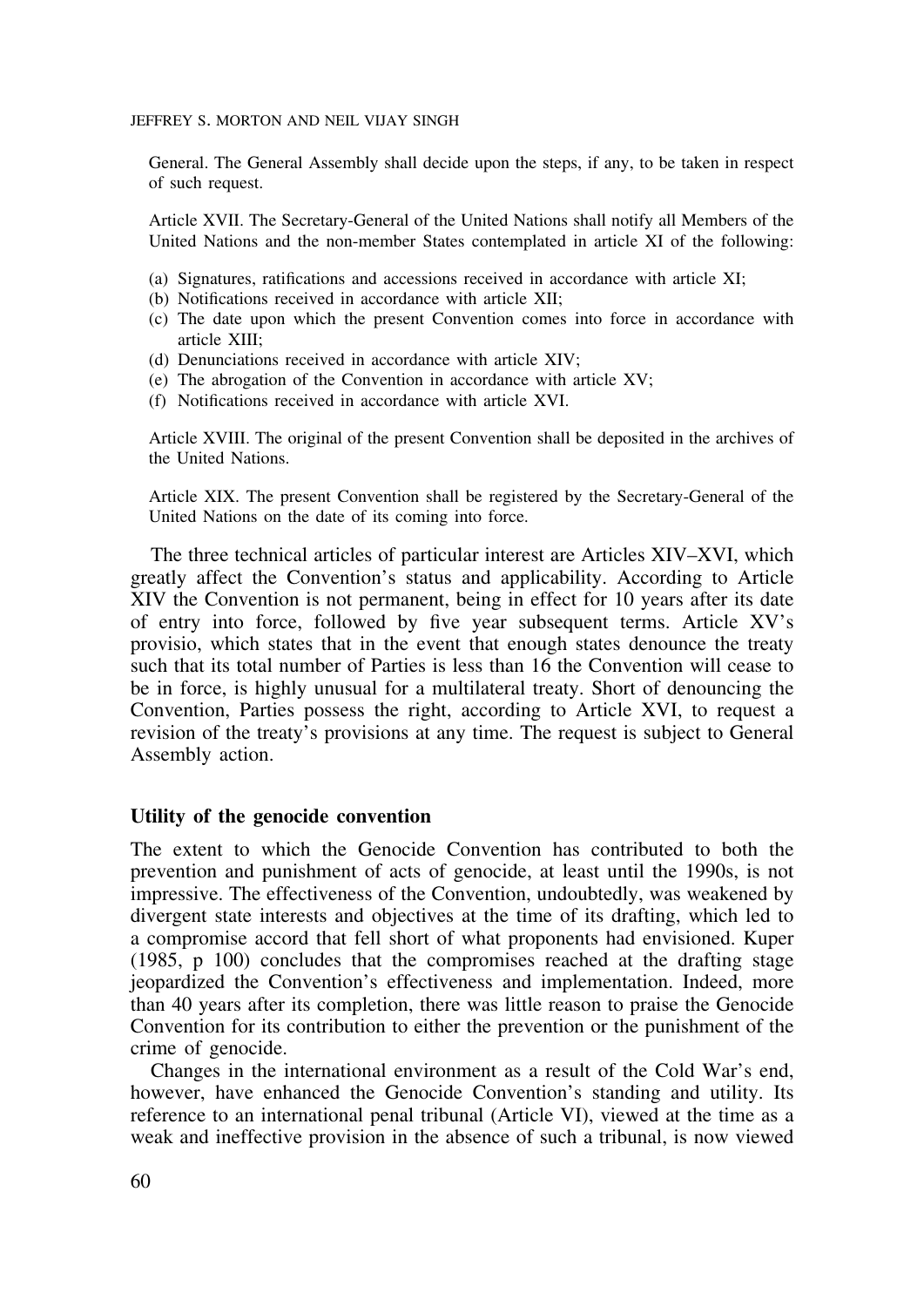General. The General Assembly shall decide upon the steps, if any, to be taken in respect of such request.

Article XVII. The Secretary-General of the United Nations shall notify all Members of the United Nations and the non-member States contemplated in article XI of the following:

(a) Signatures, ratifications and accessions received in accordance with article XI;
(b) Notifications received in accordance with article XII;
(c) The date upon which the present Convention comes into force in accordance with article XIII;
(d) Denunciations received in accordance with article XIV;
(e) The abrogation of the Convention in accordance with article XV;
(f) Notifications received in accordance with article XVI.

Article XVIII. The original of the present Convention shall be deposited in the archives of the United Nations.

Article XIX. The present Convention shall be registered by the Secretary-General of the United Nations on the date of its coming into force.

The three technical articles of particular interest are Articles XIV–XVI, which greatly affect the Convention's status and applicability. According to Article XIV the Convention is not permanent, being in effect for 10 years after its date of entry into force, followed by five year subsequent terms. Article XV's provisio, which states that in the event that enough states denounce the treaty such that its total number of Parties is less than 16 the Convention will cease to be in force, is highly unusual for a multilateral treaty. Short of denouncing the Convention, Parties possess the right, according to Article XVI, to request a revision of the treaty's provisions at any time. The request is subject to General Assembly action.

## Utility of the genocide convention

The extent to which the Genocide Convention has contributed to both the prevention and punishment of acts of genocide, at least until the 1990s, is not impressive. The effectiveness of the Convention, undoubtedly, was weakened by divergent state interests and objectives at the time of its drafting, which led to a compromise accord that fell short of what proponents had envisioned. Kuper (1985, p 100) concludes that the compromises reached at the drafting stage jeopardized the Convention's effectiveness and implementation. Indeed, more than 40 years after its completion, there was little reason to praise the Genocide Convention for its contribution to either the prevention or the punishment of the crime of genocide.

Changes in the international environment as a result of the Cold War's end, however, have enhanced the Genocide Convention's standing and utility. Its reference to an international penal tribunal (Article VI), viewed at the time as a weak and ineffective provision in the absence of such a tribunal, is now viewed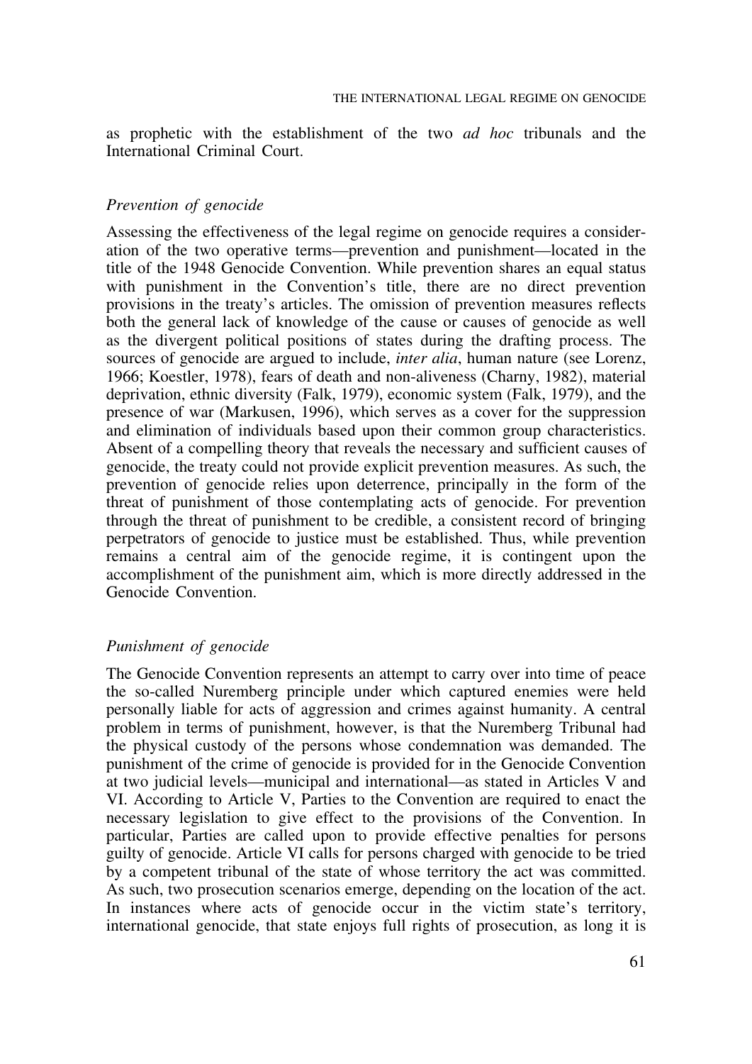as prophetic with the establishment of the two *ad hoc* tribunals and the International Criminal Court.

### *Prevention of genocide*

Assessing the effectiveness of the legal regime on genocide requires a consideration of the two operative terms—prevention and punishment—located in the title of the 1948 Genocide Convention. While prevention shares an equal status with punishment in the Convention's title, there are no direct prevention provisions in the treaty's articles. The omission of prevention measures reflects both the general lack of knowledge of the cause or causes of genocide as well as the divergent political positions of states during the drafting process. The sources of genocide are argued to include, *inter alia*, human nature (see Lorenz, 1966; Koestler, 1978), fears of death and non-aliveness (Charny, 1982), material deprivation, ethnic diversity (Falk, 1979), economic system (Falk, 1979), and the presence of war (Markusen, 1996), which serves as a cover for the suppression and elimination of individuals based upon their common group characteristics. Absent of a compelling theory that reveals the necessary and sufficient causes of genocide, the treaty could not provide explicit prevention measures. As such, the prevention of genocide relies upon deterrence, principally in the form of the threat of punishment of those contemplating acts of genocide. For prevention through the threat of punishment to be credible, a consistent record of bringing perpetrators of genocide to justice must be established. Thus, while prevention remains a central aim of the genocide regime, it is contingent upon the accomplishment of the punishment aim, which is more directly addressed in the Genocide Convention.

### *Punishment of genocide*

The Genocide Convention represents an attempt to carry over into time of peace the so-called Nuremberg principle under which captured enemies were held personally liable for acts of aggression and crimes against humanity. A central problem in terms of punishment, however, is that the Nuremberg Tribunal had the physical custody of the persons whose condemnation was demanded. The punishment of the crime of genocide is provided for in the Genocide Convention at two judicial levels—municipal and international—as stated in Articles V and VI. According to Article V, Parties to the Convention are required to enact the necessary legislation to give effect to the provisions of the Convention. In particular, Parties are called upon to provide effective penalties for persons guilty of genocide. Article VI calls for persons charged with genocide to be tried by a competent tribunal of the state of whose territory the act was committed. As such, two prosecution scenarios emerge, depending on the location of the act. In instances where acts of genocide occur in the victim state's territory, international genocide, that state enjoys full rights of prosecution, as long it is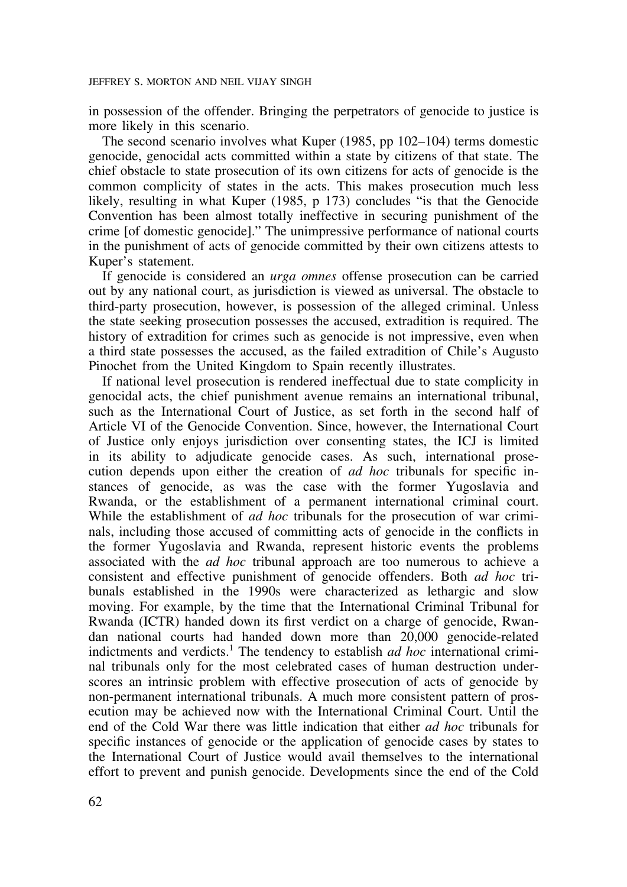in possession of the offender. Bringing the perpetrators of genocide to justice is more likely in this scenario.

The second scenario involves what Kuper (1985, pp 102–104) terms domestic genocide, genocidal acts committed within a state by citizens of that state. The chief obstacle to state prosecution of its own citizens for acts of genocide is the common complicity of states in the acts. This makes prosecution much less likely, resulting in what Kuper (1985, p 173) concludes "is that the Genocide Convention has been almost totally ineffective in securing punishment of the crime [of domestic genocide]." The unimpressive performance of national courts in the punishment of acts of genocide committed by their own citizens attests to Kuper's statement.

If genocide is considered an *urga omnes* offense prosecution can be carried out by any national court, as jurisdiction is viewed as universal. The obstacle to third-party prosecution, however, is possession of the alleged criminal. Unless the state seeking prosecution possesses the accused, extradition is required. The history of extradition for crimes such as genocide is not impressive, even when a third state possesses the accused, as the failed extradition of Chile's Augusto Pinochet from the United Kingdom to Spain recently illustrates.

If national level prosecution is rendered ineffectual due to state complicity in genocidal acts, the chief punishment avenue remains an international tribunal, such as the International Court of Justice, as set forth in the second half of Article VI of the Genocide Convention. Since, however, the International Court of Justice only enjoys jurisdiction over consenting states, the ICJ is limited in its ability to adjudicate genocide cases. As such, international prosecution depends upon either the creation of *ad hoc* tribunals for specific instances of genocide, as was the case with the former Yugoslavia and Rwanda, or the establishment of a permanent international criminal court. While the establishment of *ad hoc* tribunals for the prosecution of war criminals, including those accused of committing acts of genocide in the conflicts in the former Yugoslavia and Rwanda, represent historic events the problems associated with the *ad hoc* tribunal approach are too numerous to achieve a consistent and effective punishment of genocide offenders. Both *ad hoc* tribunals established in the 1990s were characterized as lethargic and slow moving. For example, by the time that the International Criminal Tribunal for Rwanda (ICTR) handed down its first verdict on a charge of genocide, Rwandan national courts had handed down more than 20,000 genocide-related indictments and verdicts.[1] The tendency to establish *ad hoc* international criminal tribunals only for the most celebrated cases of human destruction underscores an intrinsic problem with effective prosecution of acts of genocide by non-permanent international tribunals. A much more consistent pattern of prosecution may be achieved now with the International Criminal Court. Until the end of the Cold War there was little indication that either *ad hoc* tribunals for specific instances of genocide or the application of genocide cases by states to the International Court of Justice would avail themselves to the international effort to prevent and punish genocide. Developments since the end of the Cold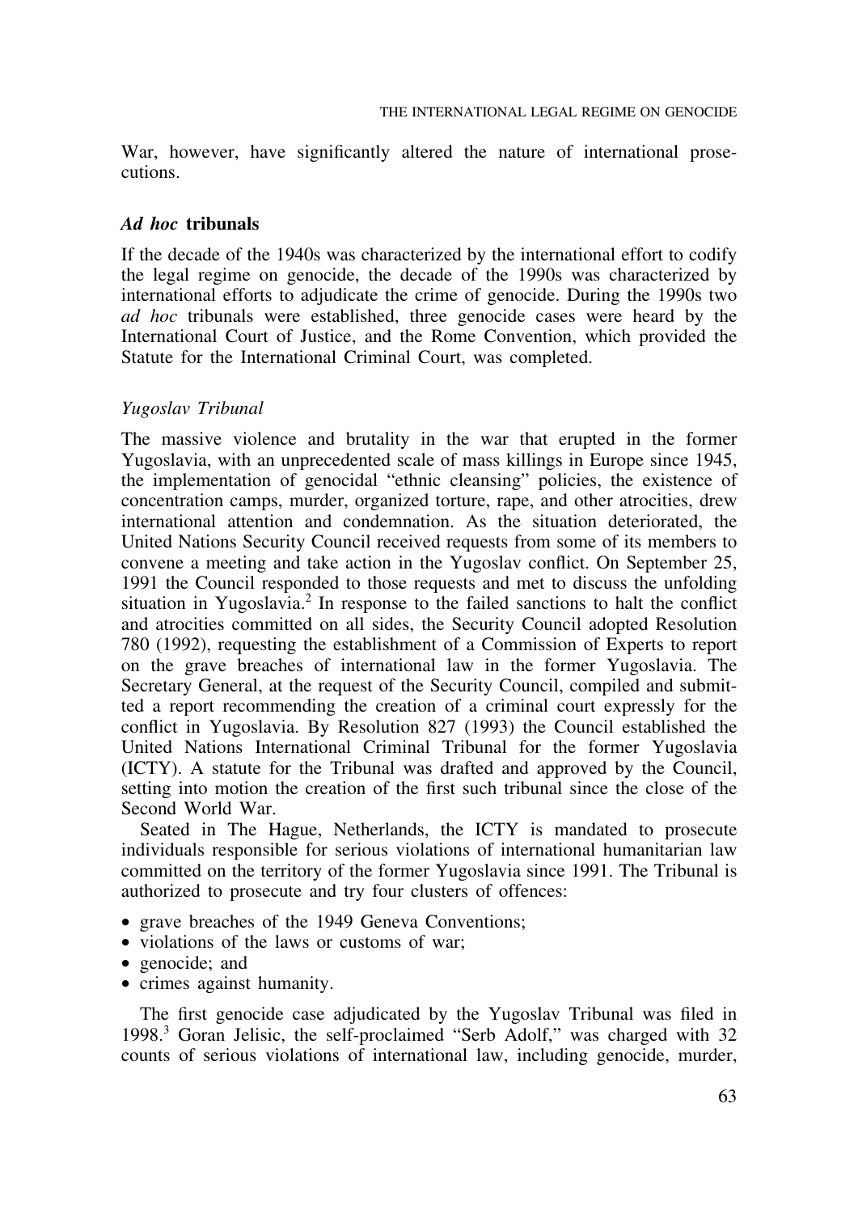War, however, have significantly altered the nature of international prosecutions.

## *Ad hoc* tribunals

If the decade of the 1940s was characterized by the international effort to codify the legal regime on genocide, the decade of the 1990s was characterized by international efforts to adjudicate the crime of genocide. During the 1990s two *ad hoc* tribunals were established, three genocide cases were heard by the International Court of Justice, and the Rome Convention, which provided the Statute for the International Criminal Court, was completed.

### *Yugoslav Tribunal*

The massive violence and brutality in the war that erupted in the former Yugoslavia, with an unprecedented scale of mass killings in Europe since 1945, the implementation of genocidal "ethnic cleansing" policies, the existence of concentration camps, murder, organized torture, rape, and other atrocities, drew international attention and condemnation. As the situation deteriorated, the United Nations Security Council received requests from some of its members to convene a meeting and take action in the Yugoslav conflict. On September 25, 1991 the Council responded to those requests and met to discuss the unfolding situation in Yugoslavia.[2] In response to the failed sanctions to halt the conflict and atrocities committed on all sides, the Security Council adopted Resolution 780 (1992), requesting the establishment of a Commission of Experts to report on the grave breaches of international law in the former Yugoslavia. The Secretary General, at the request of the Security Council, compiled and submitted a report recommending the creation of a criminal court expressly for the conflict in Yugoslavia. By Resolution 827 (1993) the Council established the United Nations International Criminal Tribunal for the former Yugoslavia (ICTY). A statute for the Tribunal was drafted and approved by the Council, setting into motion the creation of the first such tribunal since the close of the Second World War.

Seated in The Hague, Netherlands, the ICTY is mandated to prosecute individuals responsible for serious violations of international humanitarian law committed on the territory of the former Yugoslavia since 1991. The Tribunal is authorized to prosecute and try four clusters of offences:

- grave breaches of the 1949 Geneva Conventions;
- violations of the laws or customs of war;
- genocide; and
- crimes against humanity.

The first genocide case adjudicated by the Yugoslav Tribunal was filed in 1998.[3] Goran Jelisic, the self-proclaimed "Serb Adolf," was charged with 32 counts of serious violations of international law, including genocide, murder,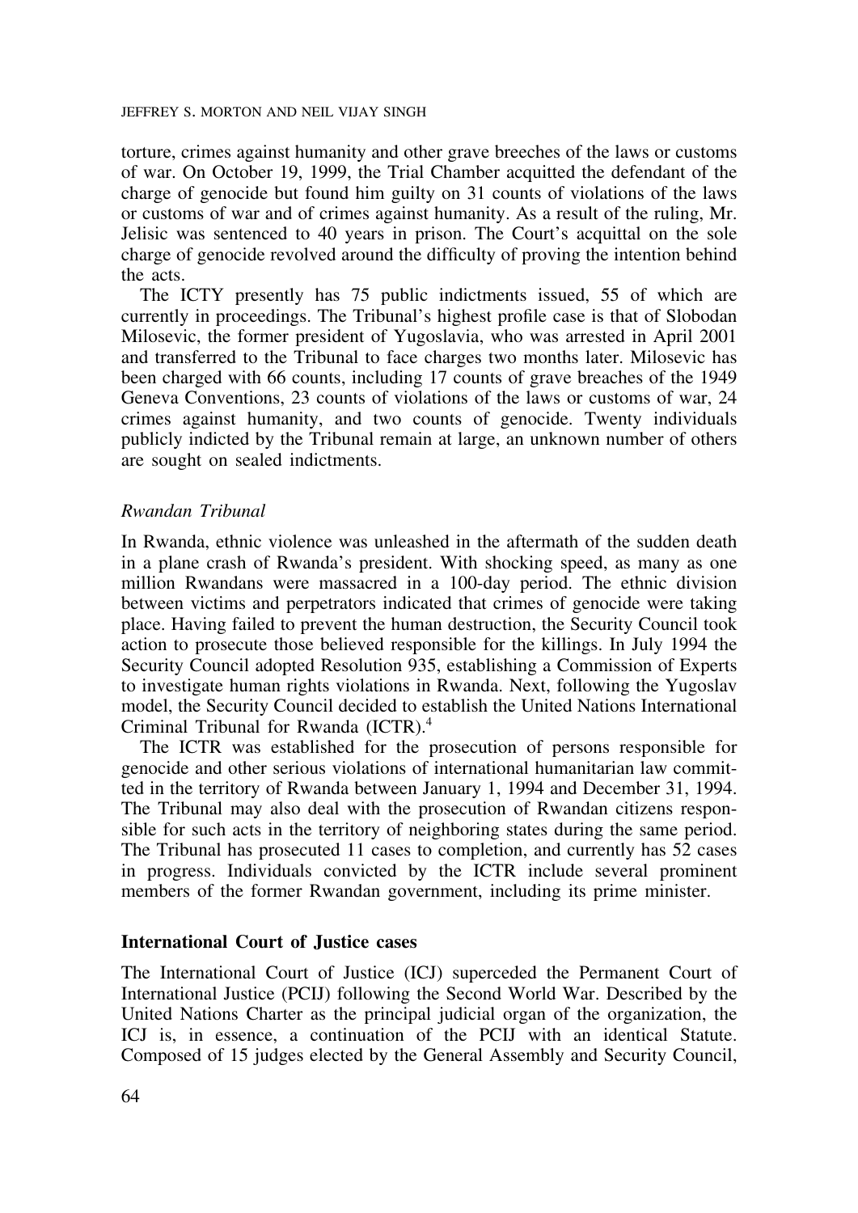torture, crimes against humanity and other grave breeches of the laws or customs of war. On October 19, 1999, the Trial Chamber acquitted the defendant of the charge of genocide but found him guilty on 31 counts of violations of the laws or customs of war and of crimes against humanity. As a result of the ruling, Mr. Jelisic was sentenced to 40 years in prison. The Court's acquittal on the sole charge of genocide revolved around the difficulty of proving the intention behind the acts.

The ICTY presently has 75 public indictments issued, 55 of which are currently in proceedings. The Tribunal's highest profile case is that of Slobodan Milosevic, the former president of Yugoslavia, who was arrested in April 2001 and transferred to the Tribunal to face charges two months later. Milosevic has been charged with 66 counts, including 17 counts of grave breaches of the 1949 Geneva Conventions, 23 counts of violations of the laws or customs of war, 24 crimes against humanity, and two counts of genocide. Twenty individuals publicly indicted by the Tribunal remain at large, an unknown number of others are sought on sealed indictments.

### *Rwandan Tribunal*

In Rwanda, ethnic violence was unleashed in the aftermath of the sudden death in a plane crash of Rwanda's president. With shocking speed, as many as one million Rwandans were massacred in a 100-day period. The ethnic division between victims and perpetrators indicated that crimes of genocide were taking place. Having failed to prevent the human destruction, the Security Council took action to prosecute those believed responsible for the killings. In July 1994 the Security Council adopted Resolution 935, establishing a Commission of Experts to investigate human rights violations in Rwanda. Next, following the Yugoslav model, the Security Council decided to establish the United Nations International Criminal Tribunal for Rwanda (ICTR).[4]

The ICTR was established for the prosecution of persons responsible for genocide and other serious violations of international humanitarian law committed in the territory of Rwanda between January 1, 1994 and December 31, 1994. The Tribunal may also deal with the prosecution of Rwandan citizens responsible for such acts in the territory of neighboring states during the same period. The Tribunal has prosecuted 11 cases to completion, and currently has 52 cases in progress. Individuals convicted by the ICTR include several prominent members of the former Rwandan government, including its prime minister.

## International Court of Justice cases

The International Court of Justice (ICJ) superceded the Permanent Court of International Justice (PCIJ) following the Second World War. Described by the United Nations Charter as the principal judicial organ of the organization, the ICJ is, in essence, a continuation of the PCIJ with an identical Statute. Composed of 15 judges elected by the General Assembly and Security Council,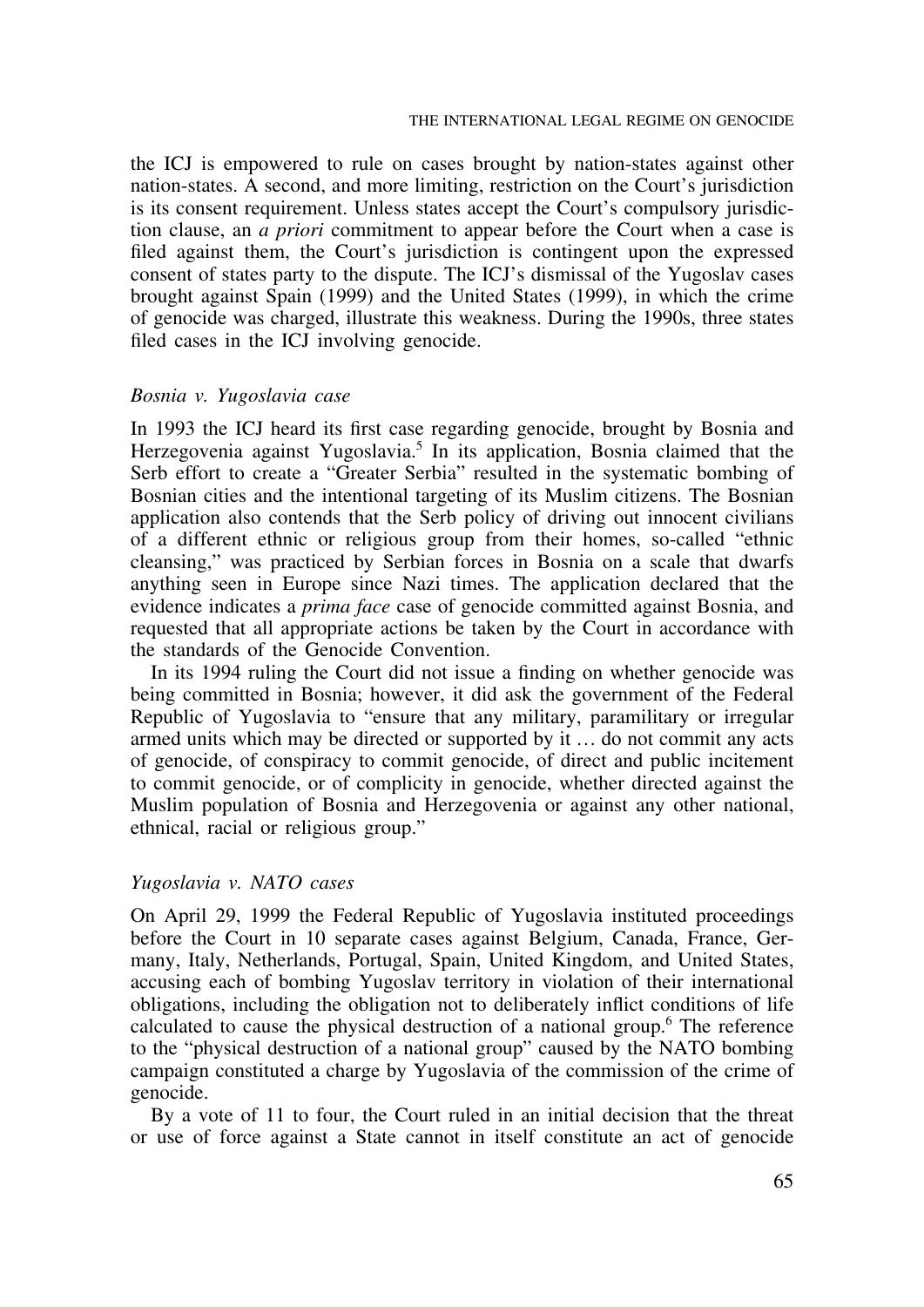the ICJ is empowered to rule on cases brought by nation-states against other nation-states. A second, and more limiting, restriction on the Court's jurisdiction is its consent requirement. Unless states accept the Court's compulsory jurisdiction clause, an *a priori* commitment to appear before the Court when a case is filed against them, the Court's jurisdiction is contingent upon the expressed consent of states party to the dispute. The ICJ's dismissal of the Yugoslav cases brought against Spain (1999) and the United States (1999), in which the crime of genocide was charged, illustrate this weakness. During the 1990s, three states filed cases in the ICJ involving genocide.

### *Bosnia v. Yugoslavia case*

In 1993 the ICJ heard its first case regarding genocide, brought by Bosnia and Herzegovenia against Yugoslavia.[5] In its application, Bosnia claimed that the Serb effort to create a "Greater Serbia" resulted in the systematic bombing of Bosnian cities and the intentional targeting of its Muslim citizens. The Bosnian application also contends that the Serb policy of driving out innocent civilians of a different ethnic or religious group from their homes, so-called "ethnic cleansing," was practiced by Serbian forces in Bosnia on a scale that dwarfs anything seen in Europe since Nazi times. The application declared that the evidence indicates a *prima face* case of genocide committed against Bosnia, and requested that all appropriate actions be taken by the Court in accordance with the standards of the Genocide Convention.

In its 1994 ruling the Court did not issue a finding on whether genocide was being committed in Bosnia; however, it did ask the government of the Federal Republic of Yugoslavia to "ensure that any military, paramilitary or irregular armed units which may be directed or supported by it … do not commit any acts of genocide, of conspiracy to commit genocide, of direct and public incitement to commit genocide, or of complicity in genocide, whether directed against the Muslim population of Bosnia and Herzegovenia or against any other national, ethnical, racial or religious group."

### *Yugoslavia v. NATO cases*

On April 29, 1999 the Federal Republic of Yugoslavia instituted proceedings before the Court in 10 separate cases against Belgium, Canada, France, Germany, Italy, Netherlands, Portugal, Spain, United Kingdom, and United States, accusing each of bombing Yugoslav territory in violation of their international obligations, including the obligation not to deliberately inflict conditions of life calculated to cause the physical destruction of a national group.[6] The reference to the "physical destruction of a national group" caused by the NATO bombing campaign constituted a charge by Yugoslavia of the commission of the crime of genocide.

By a vote of 11 to four, the Court ruled in an initial decision that the threat or use of force against a State cannot in itself constitute an act of genocide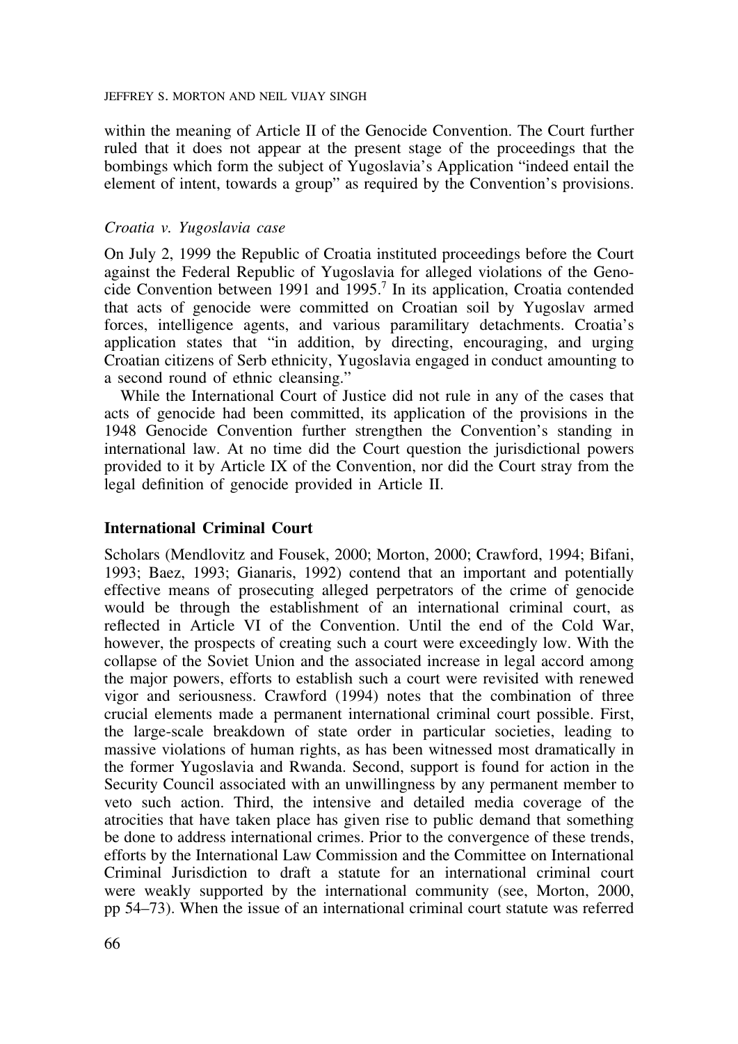within the meaning of Article II of the Genocide Convention. The Court further ruled that it does not appear at the present stage of the proceedings that the bombings which form the subject of Yugoslavia's Application "indeed entail the element of intent, towards a group" as required by the Convention's provisions.

*Croatia v. Yugoslavia case*

On July 2, 1999 the Republic of Croatia instituted proceedings before the Court against the Federal Republic of Yugoslavia for alleged violations of the Genocide Convention between 1991 and 1995.[7] In its application, Croatia contended that acts of genocide were committed on Croatian soil by Yugoslav armed forces, intelligence agents, and various paramilitary detachments. Croatia's application states that "in addition, by directing, encouraging, and urging Croatian citizens of Serb ethnicity, Yugoslavia engaged in conduct amounting to a second round of ethnic cleansing."

While the International Court of Justice did not rule in any of the cases that acts of genocide had been committed, its application of the provisions in the 1948 Genocide Convention further strengthen the Convention's standing in international law. At no time did the Court question the jurisdictional powers provided to it by Article IX of the Convention, nor did the Court stray from the legal definition of genocide provided in Article II.

## International Criminal Court

Scholars (Mendlovitz and Fousek, 2000; Morton, 2000; Crawford, 1994; Bifani, 1993; Baez, 1993; Gianaris, 1992) contend that an important and potentially effective means of prosecuting alleged perpetrators of the crime of genocide would be through the establishment of an international criminal court, as reflected in Article VI of the Convention. Until the end of the Cold War, however, the prospects of creating such a court were exceedingly low. With the collapse of the Soviet Union and the associated increase in legal accord among the major powers, efforts to establish such a court were revisited with renewed vigor and seriousness. Crawford (1994) notes that the combination of three crucial elements made a permanent international criminal court possible. First, the large-scale breakdown of state order in particular societies, leading to massive violations of human rights, as has been witnessed most dramatically in the former Yugoslavia and Rwanda. Second, support is found for action in the Security Council associated with an unwillingness by any permanent member to veto such action. Third, the intensive and detailed media coverage of the atrocities that have taken place has given rise to public demand that something be done to address international crimes. Prior to the convergence of these trends, efforts by the International Law Commission and the Committee on International Criminal Jurisdiction to draft a statute for an international criminal court were weakly supported by the international community (see, Morton, 2000, pp 54–73). When the issue of an international criminal court statute was referred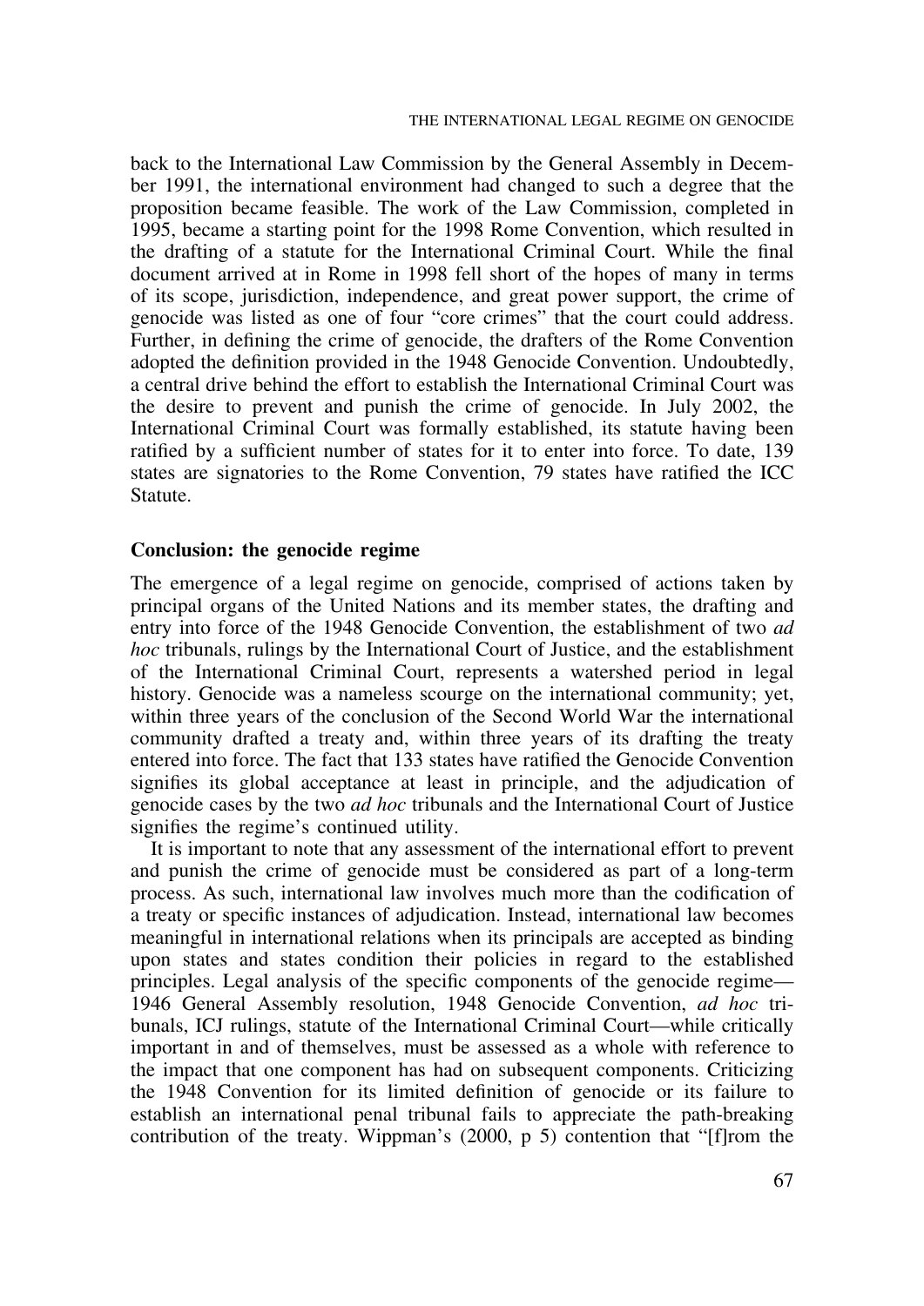back to the International Law Commission by the General Assembly in December 1991, the international environment had changed to such a degree that the proposition became feasible. The work of the Law Commission, completed in 1995, became a starting point for the 1998 Rome Convention, which resulted in the drafting of a statute for the International Criminal Court. While the final document arrived at in Rome in 1998 fell short of the hopes of many in terms of its scope, jurisdiction, independence, and great power support, the crime of genocide was listed as one of four "core crimes" that the court could address. Further, in defining the crime of genocide, the drafters of the Rome Convention adopted the definition provided in the 1948 Genocide Convention. Undoubtedly, a central drive behind the effort to establish the International Criminal Court was the desire to prevent and punish the crime of genocide. In July 2002, the International Criminal Court was formally established, its statute having been ratified by a sufficient number of states for it to enter into force. To date, 139 states are signatories to the Rome Convention, 79 states have ratified the ICC Statute.

## Conclusion: the genocide regime

The emergence of a legal regime on genocide, comprised of actions taken by principal organs of the United Nations and its member states, the drafting and entry into force of the 1948 Genocide Convention, the establishment of two *ad hoc* tribunals, rulings by the International Court of Justice, and the establishment of the International Criminal Court, represents a watershed period in legal history. Genocide was a nameless scourge on the international community; yet, within three years of the conclusion of the Second World War the international community drafted a treaty and, within three years of its drafting the treaty entered into force. The fact that 133 states have ratified the Genocide Convention signifies its global acceptance at least in principle, and the adjudication of genocide cases by the two *ad hoc* tribunals and the International Court of Justice signifies the regime's continued utility.

It is important to note that any assessment of the international effort to prevent and punish the crime of genocide must be considered as part of a long-term process. As such, international law involves much more than the codification of a treaty or specific instances of adjudication. Instead, international law becomes meaningful in international relations when its principals are accepted as binding upon states and states condition their policies in regard to the established principles. Legal analysis of the specific components of the genocide regime—1946 General Assembly resolution, 1948 Genocide Convention, *ad hoc* tribunals, ICJ rulings, statute of the International Criminal Court—while critically important in and of themselves, must be assessed as a whole with reference to the impact that one component has had on subsequent components. Criticizing the 1948 Convention for its limited definition of genocide or its failure to establish an international penal tribunal fails to appreciate the path-breaking contribution of the treaty. Wippman's (2000, p 5) contention that "[f]rom the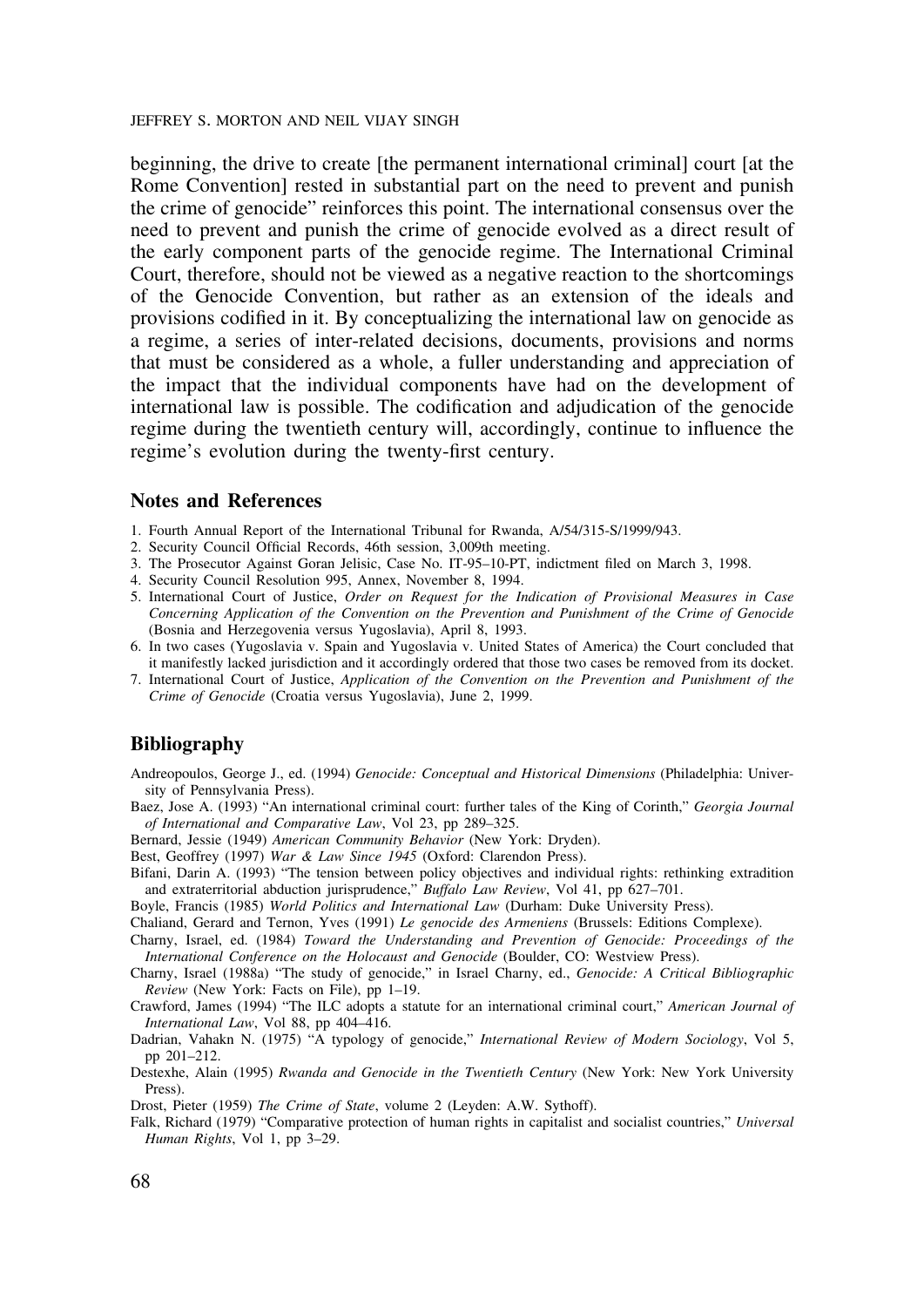beginning, the drive to create [the permanent international criminal] court [at the Rome Convention] rested in substantial part on the need to prevent and punish the crime of genocide" reinforces this point. The international consensus over the need to prevent and punish the crime of genocide evolved as a direct result of the early component parts of the genocide regime. The International Criminal Court, therefore, should not be viewed as a negative reaction to the shortcomings of the Genocide Convention, but rather as an extension of the ideals and provisions codified in it. By conceptualizing the international law on genocide as a regime, a series of inter-related decisions, documents, provisions and norms that must be considered as a whole, a fuller understanding and appreciation of the impact that the individual components have had on the development of international law is possible. The codification and adjudication of the genocide regime during the twentieth century will, accordingly, continue to influence the regime's evolution during the twenty-first century.

## Notes and References

1. Fourth Annual Report of the International Tribunal for Rwanda, A/54/315-S/1999/943.
2. Security Council Official Records, 46th session, 3,009th meeting.
3. The Prosecutor Against Goran Jelisic, Case No. IT-95–10-PT, indictment filed on March 3, 1998.
4. Security Council Resolution 995, Annex, November 8, 1994.
5. International Court of Justice, *Order on Request for the Indication of Provisional Measures in Case Concerning Application of the Convention on the Prevention and Punishment of the Crime of Genocide* (Bosnia and Herzegovenia versus Yugoslavia), April 8, 1993.
6. In two cases (Yugoslavia v. Spain and Yugoslavia v. United States of America) the Court concluded that it manifestly lacked jurisdiction and it accordingly ordered that those two cases be removed from its docket.
7. International Court of Justice, *Application of the Convention on the Prevention and Punishment of the Crime of Genocide* (Croatia versus Yugoslavia), June 2, 1999.

## Bibliography

Andreopoulos, George J., ed. (1994) *Genocide: Conceptual and Historical Dimensions* (Philadelphia: University of Pennsylvania Press).

Baez, Jose A. (1993) "An international criminal court: further tales of the King of Corinth," *Georgia Journal of International and Comparative Law*, Vol 23, pp 289–325.

Bernard, Jessie (1949) *American Community Behavior* (New York: Dryden).

Best, Geoffrey (1997) *War & Law Since 1945* (Oxford: Clarendon Press).

Bifani, Darin A. (1993) "The tension between policy objectives and individual rights: rethinking extradition and extraterritorial abduction jurisprudence," *Buffalo Law Review*, Vol 41, pp 627–701.

Boyle, Francis (1985) *World Politics and International Law* (Durham: Duke University Press).

Chaliand, Gerard and Ternon, Yves (1991) *Le genocide des Armeniens* (Brussels: Editions Complexe).

Charny, Israel, ed. (1984) *Toward the Understanding and Prevention of Genocide: Proceedings of the International Conference on the Holocaust and Genocide* (Boulder, CO: Westview Press).

Charny, Israel (1988a) "The study of genocide," in Israel Charny, ed., *Genocide: A Critical Bibliographic Review* (New York: Facts on File), pp 1–19.

Crawford, James (1994) "The ILC adopts a statute for an international criminal court," *American Journal of International Law*, Vol 88, pp 404–416.

Dadrian, Vahakn N. (1975) "A typology of genocide," *International Review of Modern Sociology*, Vol 5, pp 201–212.

Destexhe, Alain (1995) *Rwanda and Genocide in the Twentieth Century* (New York: New York University Press).

Drost, Pieter (1959) *The Crime of State*, volume 2 (Leyden: A.W. Sythoff).

Falk, Richard (1979) "Comparative protection of human rights in capitalist and socialist countries," *Universal Human Rights*, Vol 1, pp 3–29.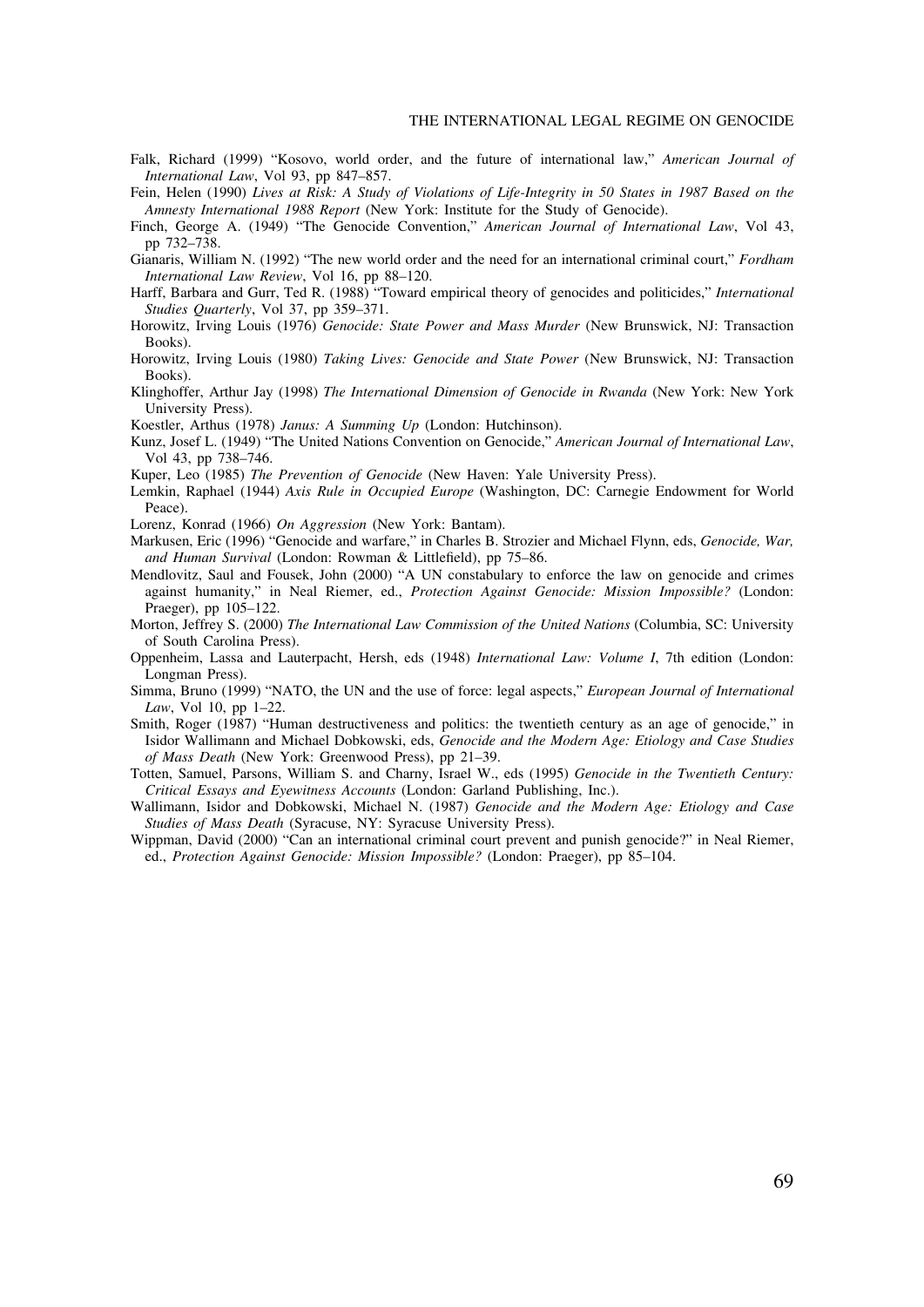Falk, Richard (1999) "Kosovo, world order, and the future of international law," *American Journal of International Law*, Vol 93, pp 847–857.

Fein, Helen (1990) *Lives at Risk: A Study of Violations of Life-Integrity in 50 States in 1987 Based on the Amnesty International 1988 Report* (New York: Institute for the Study of Genocide).

Finch, George A. (1949) "The Genocide Convention," *American Journal of International Law*, Vol 43, pp 732–738.

Gianaris, William N. (1992) "The new world order and the need for an international criminal court," *Fordham International Law Review*, Vol 16, pp 88–120.

Harff, Barbara and Gurr, Ted R. (1988) "Toward empirical theory of genocides and politicides," *International Studies Quarterly*, Vol 37, pp 359–371.

Horowitz, Irving Louis (1976) *Genocide: State Power and Mass Murder* (New Brunswick, NJ: Transaction Books).

Horowitz, Irving Louis (1980) *Taking Lives: Genocide and State Power* (New Brunswick, NJ: Transaction Books).

Klinghoffer, Arthur Jay (1998) *The International Dimension of Genocide in Rwanda* (New York: New York University Press).

Koestler, Arthus (1978) *Janus: A Summing Up* (London: Hutchinson).

Kunz, Josef L. (1949) "The United Nations Convention on Genocide," *American Journal of International Law*, Vol 43, pp 738–746.

Kuper, Leo (1985) *The Prevention of Genocide* (New Haven: Yale University Press).

Lemkin, Raphael (1944) *Axis Rule in Occupied Europe* (Washington, DC: Carnegie Endowment for World Peace).

Lorenz, Konrad (1966) *On Aggression* (New York: Bantam).

Markusen, Eric (1996) "Genocide and warfare," in Charles B. Strozier and Michael Flynn, eds, *Genocide, War, and Human Survival* (London: Rowman & Littlefield), pp 75–86.

Mendlovitz, Saul and Fousek, John (2000) "A UN constabulary to enforce the law on genocide and crimes against humanity," in Neal Riemer, ed., *Protection Against Genocide: Mission Impossible?* (London: Praeger), pp 105–122.

Morton, Jeffrey S. (2000) *The International Law Commission of the United Nations* (Columbia, SC: University of South Carolina Press).

Oppenheim, Lassa and Lauterpacht, Hersh, eds (1948) *International Law: Volume I*, 7th edition (London: Longman Press).

Simma, Bruno (1999) "NATO, the UN and the use of force: legal aspects," *European Journal of International Law*, Vol 10, pp 1–22.

Smith, Roger (1987) "Human destructiveness and politics: the twentieth century as an age of genocide," in Isidor Wallimann and Michael Dobkowski, eds, *Genocide and the Modern Age: Etiology and Case Studies of Mass Death* (New York: Greenwood Press), pp 21–39.

Totten, Samuel, Parsons, William S. and Charny, Israel W., eds (1995) *Genocide in the Twentieth Century: Critical Essays and Eyewitness Accounts* (London: Garland Publishing, Inc.).

Wallimann, Isidor and Dobkowski, Michael N. (1987) *Genocide and the Modern Age: Etiology and Case Studies of Mass Death* (Syracuse, NY: Syracuse University Press).

Wippman, David (2000) "Can an international criminal court prevent and punish genocide?" in Neal Riemer, ed., *Protection Against Genocide: Mission Impossible?* (London: Praeger), pp 85–104.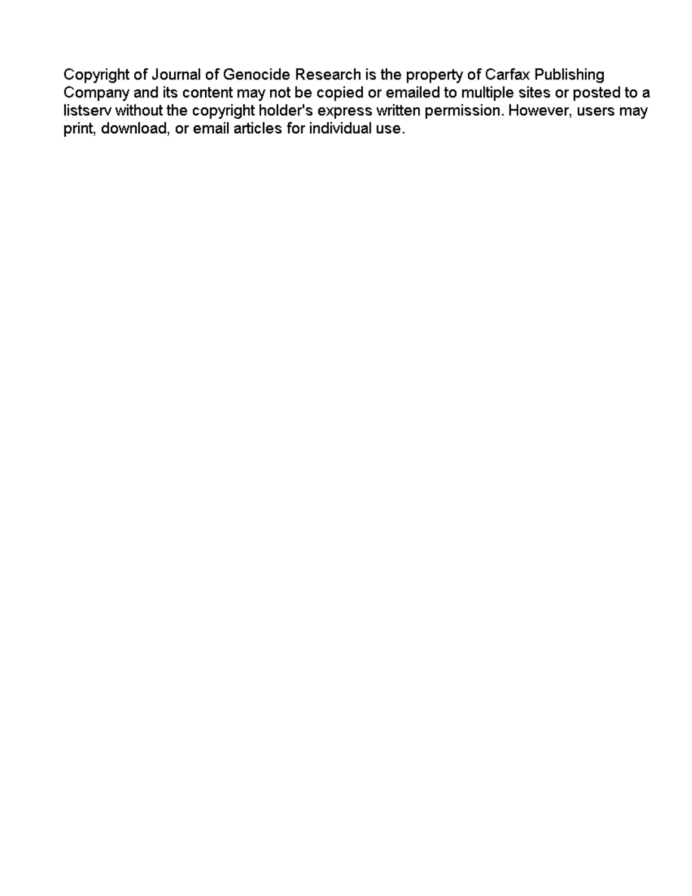Copyright of Journal of Genocide Research is the property of Carfax Publishing Company and its content may not be copied or emailed to multiple sites or posted to a listserv without the copyright holder's express written permission. However, users may print, download, or email articles for individual use.